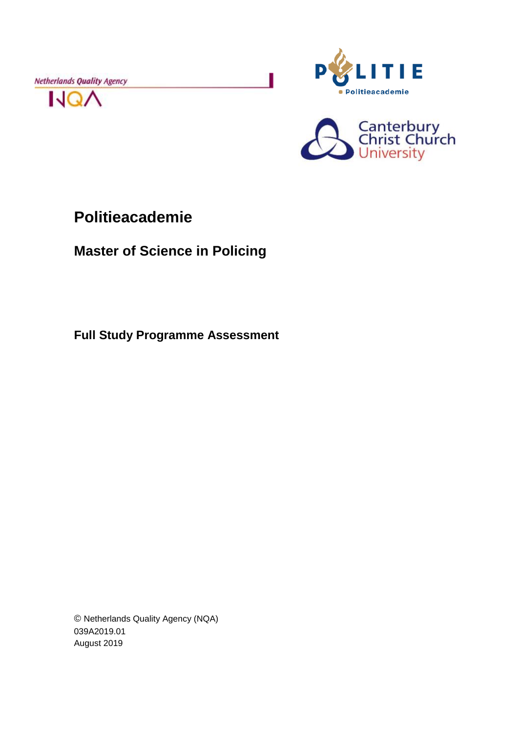Netherlands Quality Agency

NQA

POLITIE

Politieacademie

Canterbury Christ Church University

# Politieacademie

## Master of Science in Policing

### Full Study Programme Assessment

© Netherlands Quality Agency (NQA)
039A2019.01
August 2019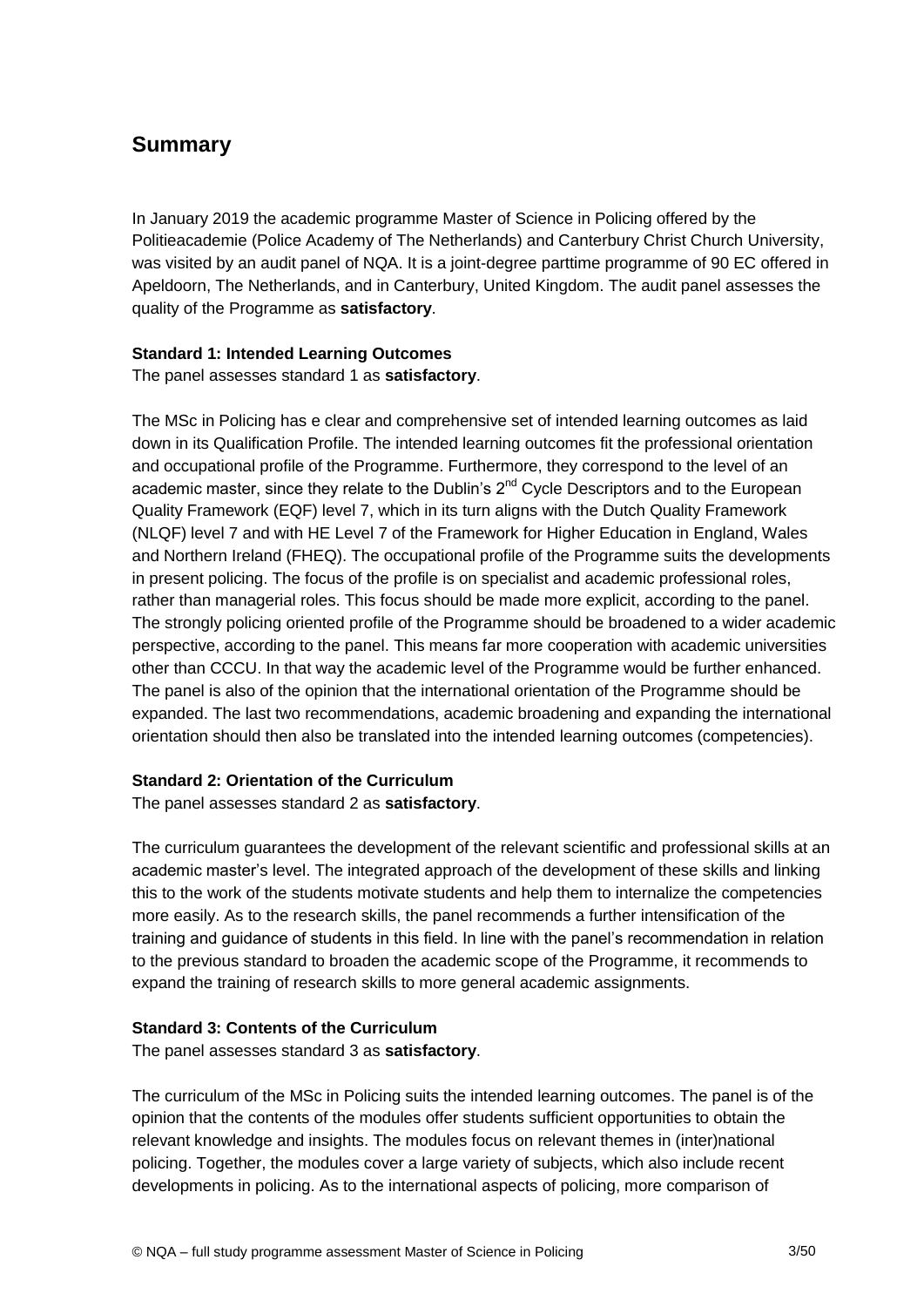## Summary

In January 2019 the academic programme Master of Science in Policing offered by the Politieacademie (Police Academy of The Netherlands) and Canterbury Christ Church University, was visited by an audit panel of NQA. It is a joint-degree parttime programme of 90 EC offered in Apeldoorn, The Netherlands, and in Canterbury, United Kingdom. The audit panel assesses the quality of the Programme as **satisfactory**.

**Standard 1: Intended Learning Outcomes**
The panel assesses standard 1 as **satisfactory**.

The MSc in Policing has e clear and comprehensive set of intended learning outcomes as laid down in its Qualification Profile. The intended learning outcomes fit the professional orientation and occupational profile of the Programme. Furthermore, they correspond to the level of an academic master, since they relate to the Dublin's 2nd Cycle Descriptors and to the European Quality Framework (EQF) level 7, which in its turn aligns with the Dutch Quality Framework (NLQF) level 7 and with HE Level 7 of the Framework for Higher Education in England, Wales and Northern Ireland (FHEQ). The occupational profile of the Programme suits the developments in present policing. The focus of the profile is on specialist and academic professional roles, rather than managerial roles. This focus should be made more explicit, according to the panel. The strongly policing oriented profile of the Programme should be broadened to a wider academic perspective, according to the panel. This means far more cooperation with academic universities other than CCCU. In that way the academic level of the Programme would be further enhanced. The panel is also of the opinion that the international orientation of the Programme should be expanded. The last two recommendations, academic broadening and expanding the international orientation should then also be translated into the intended learning outcomes (competencies).

**Standard 2: Orientation of the Curriculum**
The panel assesses standard 2 as **satisfactory**.

The curriculum guarantees the development of the relevant scientific and professional skills at an academic master's level. The integrated approach of the development of these skills and linking this to the work of the students motivate students and help them to internalize the competencies more easily. As to the research skills, the panel recommends a further intensification of the training and guidance of students in this field. In line with the panel's recommendation in relation to the previous standard to broaden the academic scope of the Programme, it recommends to expand the training of research skills to more general academic assignments.

**Standard 3: Contents of the Curriculum**
The panel assesses standard 3 as **satisfactory**.

The curriculum of the MSc in Policing suits the intended learning outcomes. The panel is of the opinion that the contents of the modules offer students sufficient opportunities to obtain the relevant knowledge and insights. The modules focus on relevant themes in (inter)national policing. Together, the modules cover a large variety of subjects, which also include recent developments in policing. As to the international aspects of policing, more comparison of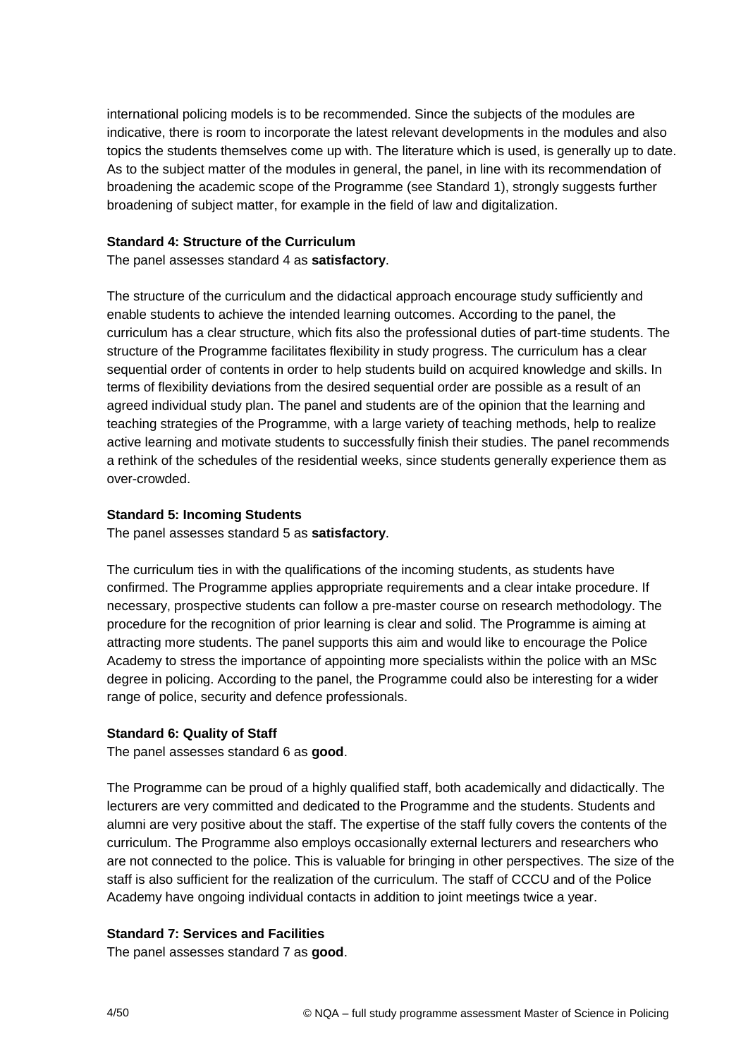international policing models is to be recommended. Since the subjects of the modules are indicative, there is room to incorporate the latest relevant developments in the modules and also topics the students themselves come up with. The literature which is used, is generally up to date. As to the subject matter of the modules in general, the panel, in line with its recommendation of broadening the academic scope of the Programme (see Standard 1), strongly suggests further broadening of subject matter, for example in the field of law and digitalization.

**Standard 4: Structure of the Curriculum**
The panel assesses standard 4 as **satisfactory**.

The structure of the curriculum and the didactical approach encourage study sufficiently and enable students to achieve the intended learning outcomes. According to the panel, the curriculum has a clear structure, which fits also the professional duties of part-time students. The structure of the Programme facilitates flexibility in study progress. The curriculum has a clear sequential order of contents in order to help students build on acquired knowledge and skills. In terms of flexibility deviations from the desired sequential order are possible as a result of an agreed individual study plan. The panel and students are of the opinion that the learning and teaching strategies of the Programme, with a large variety of teaching methods, help to realize active learning and motivate students to successfully finish their studies. The panel recommends a rethink of the schedules of the residential weeks, since students generally experience them as over-crowded.

**Standard 5: Incoming Students**
The panel assesses standard 5 as **satisfactory**.

The curriculum ties in with the qualifications of the incoming students, as students have confirmed. The Programme applies appropriate requirements and a clear intake procedure. If necessary, prospective students can follow a pre-master course on research methodology. The procedure for the recognition of prior learning is clear and solid. The Programme is aiming at attracting more students. The panel supports this aim and would like to encourage the Police Academy to stress the importance of appointing more specialists within the police with an MSc degree in policing. According to the panel, the Programme could also be interesting for a wider range of police, security and defence professionals.

**Standard 6: Quality of Staff**
The panel assesses standard 6 as **good**.

The Programme can be proud of a highly qualified staff, both academically and didactically. The lecturers are very committed and dedicated to the Programme and the students. Students and alumni are very positive about the staff. The expertise of the staff fully covers the contents of the curriculum. The Programme also employs occasionally external lecturers and researchers who are not connected to the police. This is valuable for bringing in other perspectives. The size of the staff is also sufficient for the realization of the curriculum. The staff of CCCU and of the Police Academy have ongoing individual contacts in addition to joint meetings twice a year.

**Standard 7: Services and Facilities**
The panel assesses standard 7 as **good**.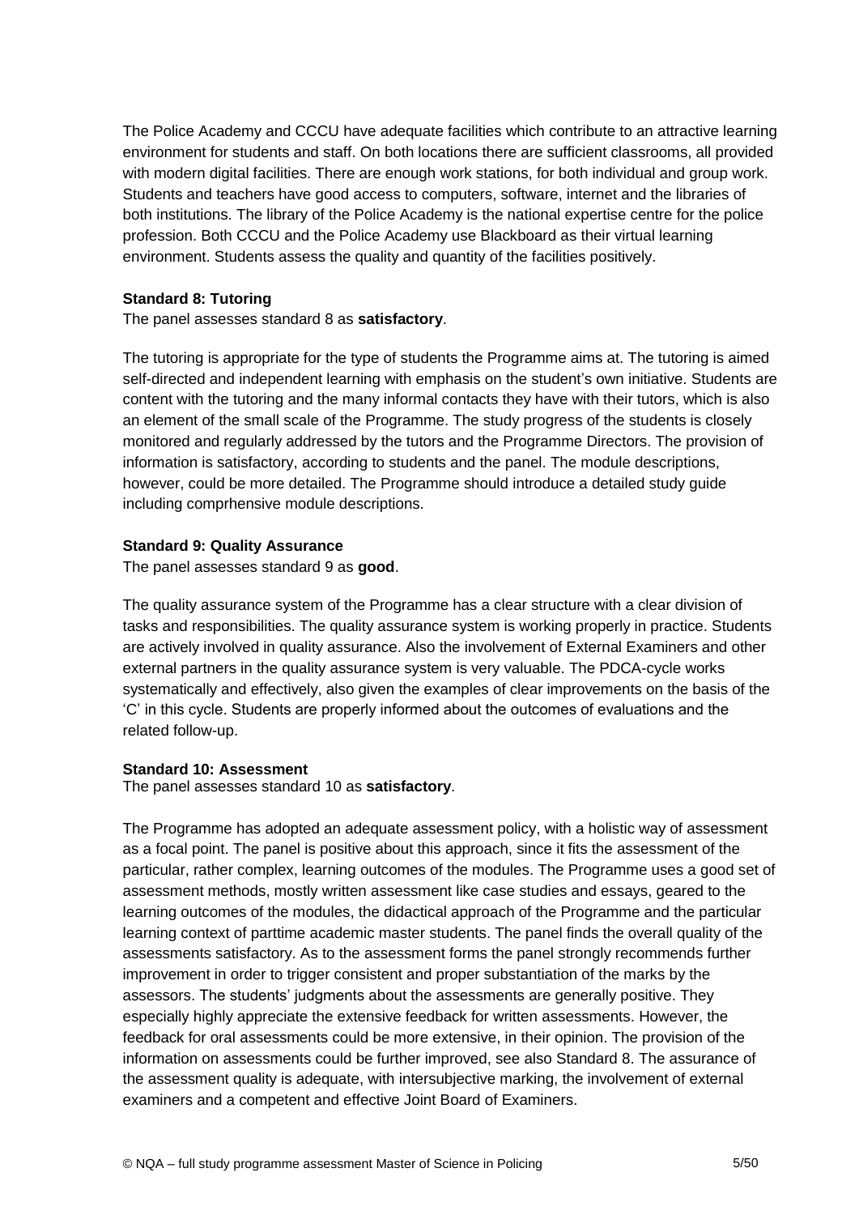The Police Academy and CCCU have adequate facilities which contribute to an attractive learning environment for students and staff. On both locations there are sufficient classrooms, all provided with modern digital facilities. There are enough work stations, for both individual and group work. Students and teachers have good access to computers, software, internet and the libraries of both institutions. The library of the Police Academy is the national expertise centre for the police profession. Both CCCU and the Police Academy use Blackboard as their virtual learning environment. Students assess the quality and quantity of the facilities positively.

**Standard 8: Tutoring**

The panel assesses standard 8 as **satisfactory**.

The tutoring is appropriate for the type of students the Programme aims at. The tutoring is aimed self-directed and independent learning with emphasis on the student's own initiative. Students are content with the tutoring and the many informal contacts they have with their tutors, which is also an element of the small scale of the Programme. The study progress of the students is closely monitored and regularly addressed by the tutors and the Programme Directors. The provision of information is satisfactory, according to students and the panel. The module descriptions, however, could be more detailed. The Programme should introduce a detailed study guide including comprhensive module descriptions.

**Standard 9: Quality Assurance**

The panel assesses standard 9 as **good**.

The quality assurance system of the Programme has a clear structure with a clear division of tasks and responsibilities. The quality assurance system is working properly in practice. Students are actively involved in quality assurance. Also the involvement of External Examiners and other external partners in the quality assurance system is very valuable. The PDCA-cycle works systematically and effectively, also given the examples of clear improvements on the basis of the 'C' in this cycle. Students are properly informed about the outcomes of evaluations and the related follow-up.

**Standard 10: Assessment**

The panel assesses standard 10 as **satisfactory**.

The Programme has adopted an adequate assessment policy, with a holistic way of assessment as a focal point. The panel is positive about this approach, since it fits the assessment of the particular, rather complex, learning outcomes of the modules. The Programme uses a good set of assessment methods, mostly written assessment like case studies and essays, geared to the learning outcomes of the modules, the didactical approach of the Programme and the particular learning context of parttime academic master students. The panel finds the overall quality of the assessments satisfactory. As to the assessment forms the panel strongly recommends further improvement in order to trigger consistent and proper substantiation of the marks by the assessors. The students' judgments about the assessments are generally positive. They especially highly appreciate the extensive feedback for written assessments. However, the feedback for oral assessments could be more extensive, in their opinion. The provision of the information on assessments could be further improved, see also Standard 8. The assurance of the assessment quality is adequate, with intersubjective marking, the involvement of external examiners and a competent and effective Joint Board of Examiners.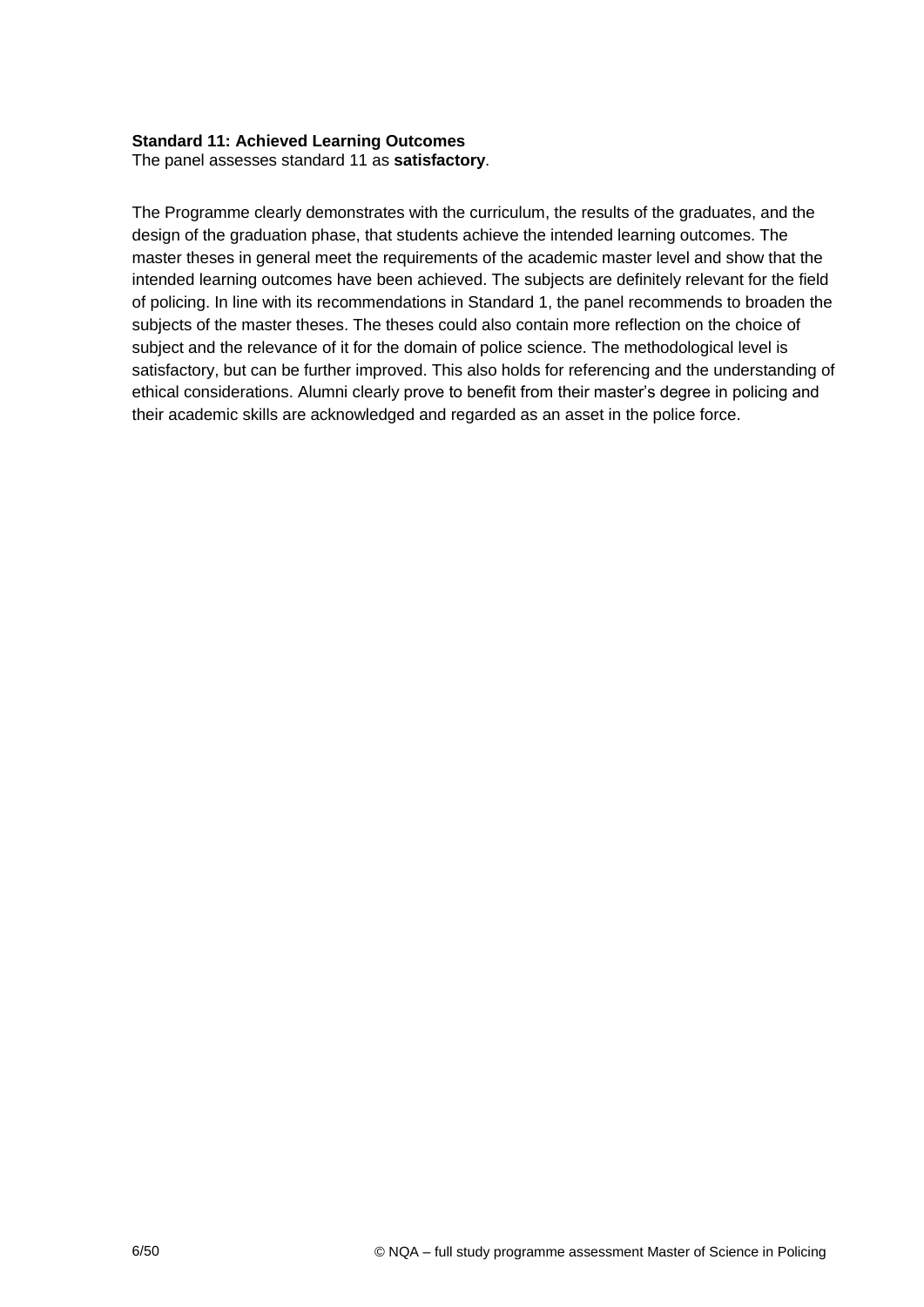**Standard 11: Achieved Learning Outcomes**
The panel assesses standard 11 as **satisfactory**.

The Programme clearly demonstrates with the curriculum, the results of the graduates, and the design of the graduation phase, that students achieve the intended learning outcomes. The master theses in general meet the requirements of the academic master level and show that the intended learning outcomes have been achieved. The subjects are definitely relevant for the field of policing. In line with its recommendations in Standard 1, the panel recommends to broaden the subjects of the master theses. The theses could also contain more reflection on the choice of subject and the relevance of it for the domain of police science. The methodological level is satisfactory, but can be further improved. This also holds for referencing and the understanding of ethical considerations. Alumni clearly prove to benefit from their master's degree in policing and their academic skills are acknowledged and regarded as an asset in the police force.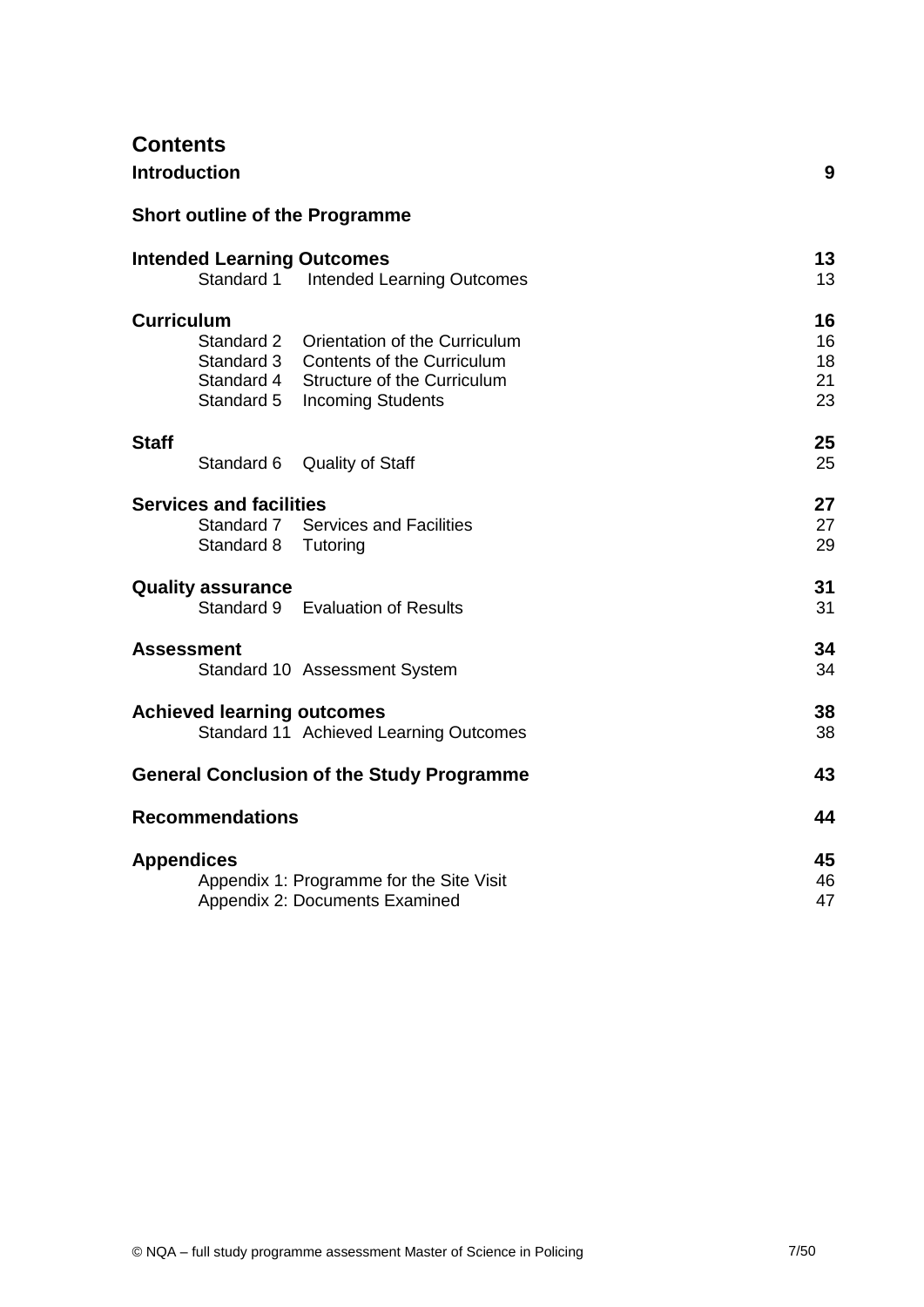# Contents

| | | |
|---|---|---|
| **Introduction** | | **9** |
| **Short outline of the Programme** | | |
| **Intended Learning Outcomes** | | **13** |
| Standard 1 | Intended Learning Outcomes | 13 |
| **Curriculum** | | **16** |
| Standard 2 | Orientation of the Curriculum | 16 |
| Standard 3 | Contents of the Curriculum | 18 |
| Standard 4 | Structure of the Curriculum | 21 |
| Standard 5 | Incoming Students | 23 |
| **Staff** | | **25** |
| Standard 6 | Quality of Staff | 25 |
| **Services and facilities** | | **27** |
| Standard 7 | Services and Facilities | 27 |
| Standard 8 | Tutoring | 29 |
| **Quality assurance** | | **31** |
| Standard 9 | Evaluation of Results | 31 |
| **Assessment** | | **34** |
| Standard 10 | Assessment System | 34 |
| **Achieved learning outcomes** | | **38** |
| Standard 11 | Achieved Learning Outcomes | 38 |
| **General Conclusion of the Study Programme** | | **43** |
| **Recommendations** | | **44** |
| **Appendices** | | **45** |
| Appendix 1: Programme for the Site Visit | | 46 |
| Appendix 2: Documents Examined | | 47 |

© NQA – full study programme assessment Master of Science in Policing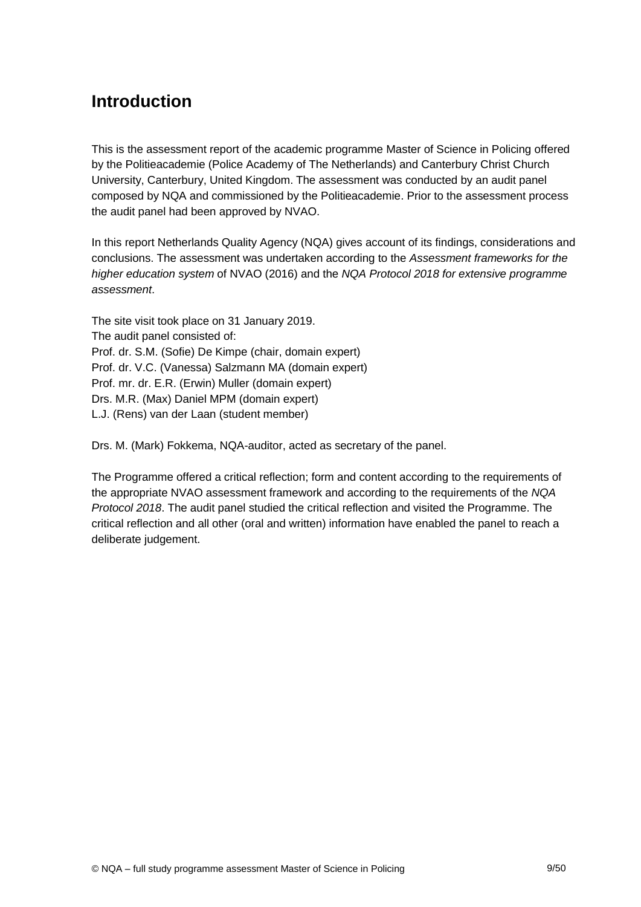# Introduction

This is the assessment report of the academic programme Master of Science in Policing offered by the Politieacademie (Police Academy of The Netherlands) and Canterbury Christ Church University, Canterbury, United Kingdom. The assessment was conducted by an audit panel composed by NQA and commissioned by the Politieacademie. Prior to the assessment process the audit panel had been approved by NVAO.

In this report Netherlands Quality Agency (NQA) gives account of its findings, considerations and conclusions. The assessment was undertaken according to the *Assessment frameworks for the higher education system* of NVAO (2016) and the *NQA Protocol 2018 for extensive programme assessment*.

The site visit took place on 31 January 2019.
The audit panel consisted of:
Prof. dr. S.M. (Sofie) De Kimpe (chair, domain expert)
Prof. dr. V.C. (Vanessa) Salzmann MA (domain expert)
Prof. mr. dr. E.R. (Erwin) Muller (domain expert)
Drs. M.R. (Max) Daniel MPM (domain expert)
L.J. (Rens) van der Laan (student member)

Drs. M. (Mark) Fokkema, NQA-auditor, acted as secretary of the panel.

The Programme offered a critical reflection; form and content according to the requirements of the appropriate NVAO assessment framework and according to the requirements of the *NQA Protocol 2018*. The audit panel studied the critical reflection and visited the Programme. The critical reflection and all other (oral and written) information have enabled the panel to reach a deliberate judgement.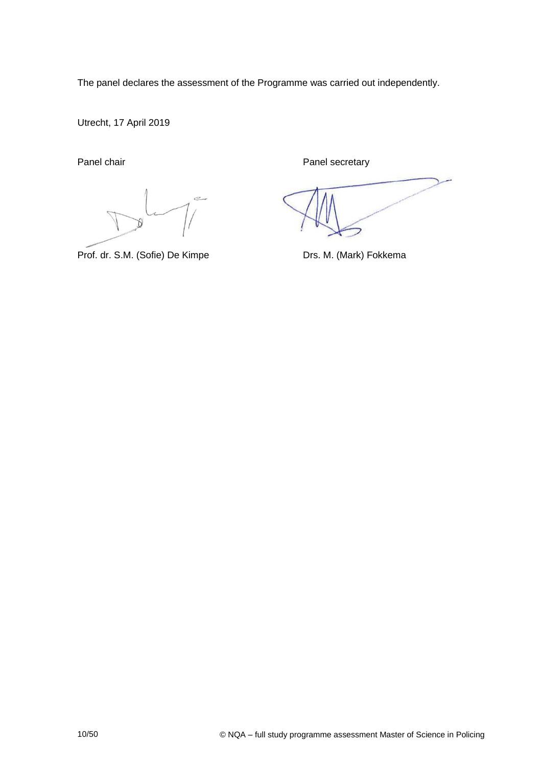The panel declares the assessment of the Programme was carried out independently.

Utrecht, 17 April 2019

| Panel chair | Panel secretary |
| --- | --- |
| Prof. dr. S.M. (Sofie) De Kimpe | Drs. M. (Mark) Fokkema |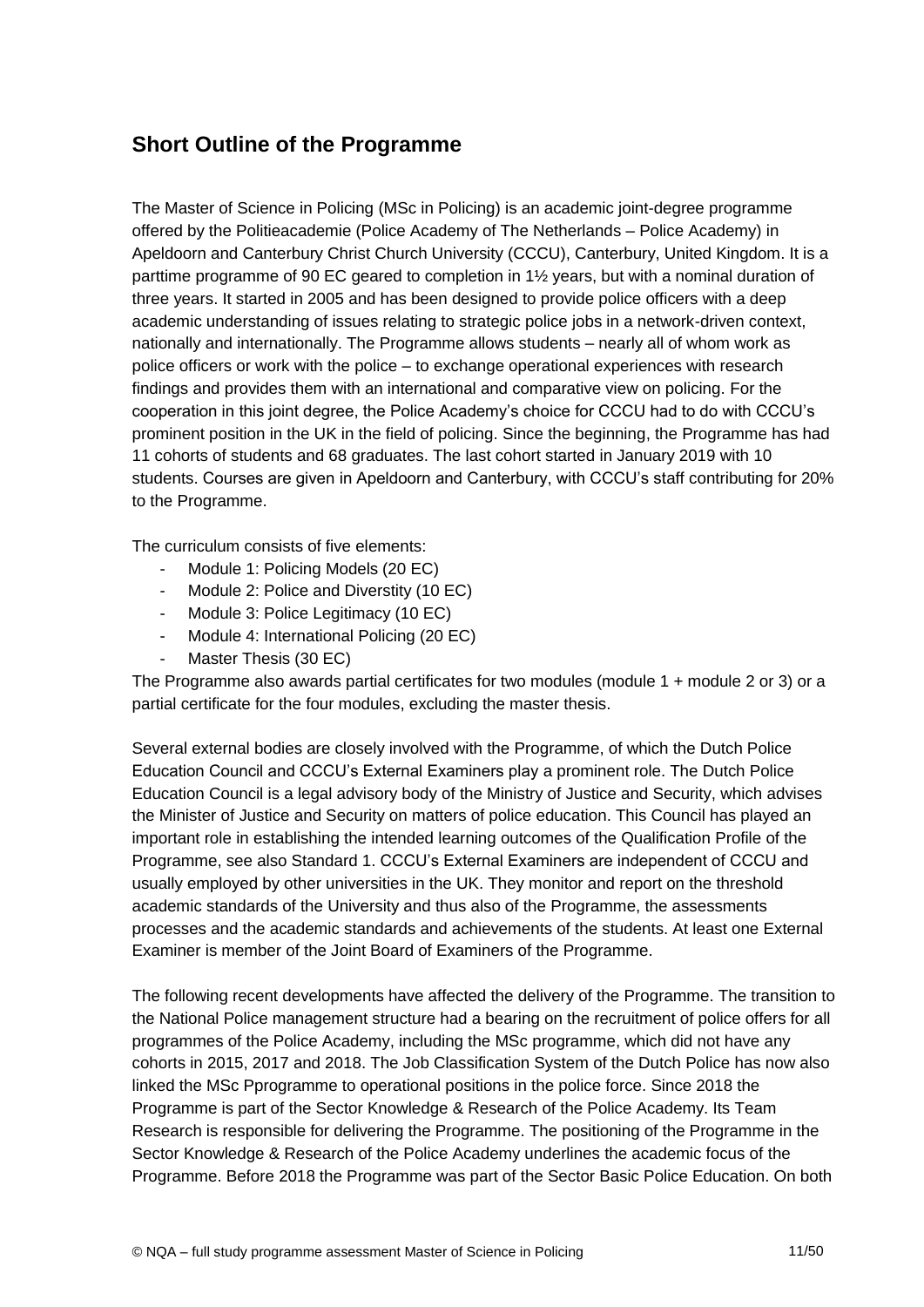## Short Outline of the Programme

The Master of Science in Policing (MSc in Policing) is an academic joint-degree programme offered by the Politieacademie (Police Academy of The Netherlands – Police Academy) in Apeldoorn and Canterbury Christ Church University (CCCU), Canterbury, United Kingdom. It is a parttime programme of 90 EC geared to completion in 1½ years, but with a nominal duration of three years. It started in 2005 and has been designed to provide police officers with a deep academic understanding of issues relating to strategic police jobs in a network-driven context, nationally and internationally. The Programme allows students – nearly all of whom work as police officers or work with the police – to exchange operational experiences with research findings and provides them with an international and comparative view on policing. For the cooperation in this joint degree, the Police Academy's choice for CCCU had to do with CCCU's prominent position in the UK in the field of policing. Since the beginning, the Programme has had 11 cohorts of students and 68 graduates. The last cohort started in January 2019 with 10 students. Courses are given in Apeldoorn and Canterbury, with CCCU's staff contributing for 20% to the Programme.

The curriculum consists of five elements:

- Module 1: Policing Models (20 EC)
- Module 2: Police and Diverstity (10 EC)
- Module 3: Police Legitimacy (10 EC)
- Module 4: International Policing (20 EC)
- Master Thesis (30 EC)

The Programme also awards partial certificates for two modules (module 1 + module 2 or 3) or a partial certificate for the four modules, excluding the master thesis.

Several external bodies are closely involved with the Programme, of which the Dutch Police Education Council and CCCU's External Examiners play a prominent role. The Dutch Police Education Council is a legal advisory body of the Ministry of Justice and Security, which advises the Minister of Justice and Security on matters of police education. This Council has played an important role in establishing the intended learning outcomes of the Qualification Profile of the Programme, see also Standard 1. CCCU's External Examiners are independent of CCCU and usually employed by other universities in the UK. They monitor and report on the threshold academic standards of the University and thus also of the Programme, the assessments processes and the academic standards and achievements of the students. At least one External Examiner is member of the Joint Board of Examiners of the Programme.

The following recent developments have affected the delivery of the Programme. The transition to the National Police management structure had a bearing on the recruitment of police offers for all programmes of the Police Academy, including the MSc programme, which did not have any cohorts in 2015, 2017 and 2018. The Job Classification System of the Dutch Police has now also linked the MSc Pprogramme to operational positions in the police force. Since 2018 the Programme is part of the Sector Knowledge & Research of the Police Academy. Its Team Research is responsible for delivering the Programme. The positioning of the Programme in the Sector Knowledge & Research of the Police Academy underlines the academic focus of the Programme. Before 2018 the Programme was part of the Sector Basic Police Education. On both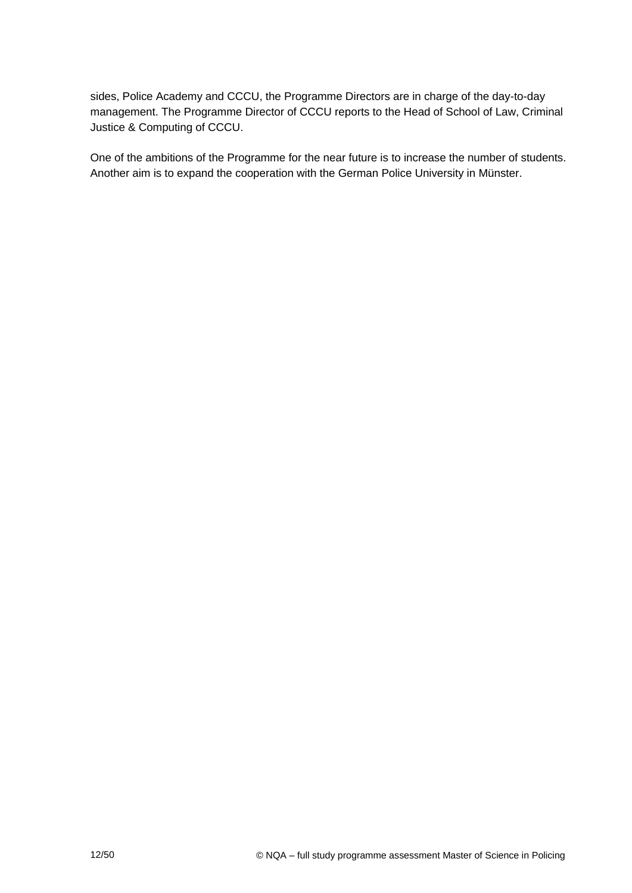sides, Police Academy and CCCU, the Programme Directors are in charge of the day-to-day management. The Programme Director of CCCU reports to the Head of School of Law, Criminal Justice & Computing of CCCU.

One of the ambitions of the Programme for the near future is to increase the number of students. Another aim is to expand the cooperation with the German Police University in Münster.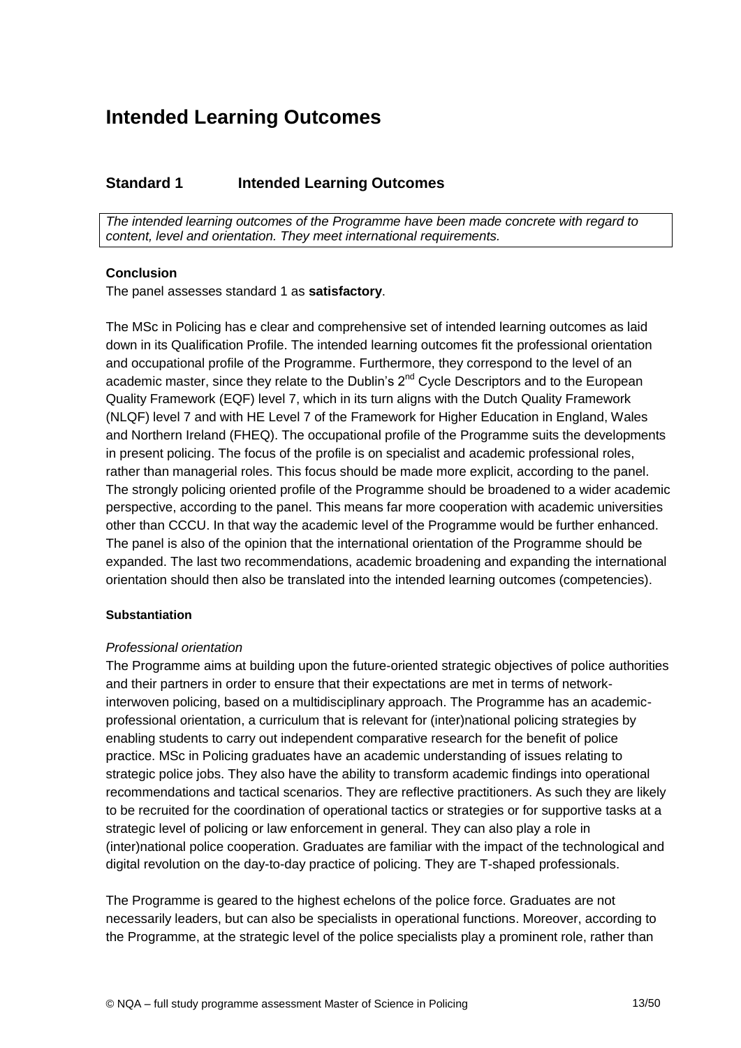# Intended Learning Outcomes

## Standard 1 Intended Learning Outcomes

*The intended learning outcomes of the Programme have been made concrete with regard to content, level and orientation. They meet international requirements.*

**Conclusion**

The panel assesses standard 1 as **satisfactory**.

The MSc in Policing has e clear and comprehensive set of intended learning outcomes as laid down in its Qualification Profile. The intended learning outcomes fit the professional orientation and occupational profile of the Programme. Furthermore, they correspond to the level of an academic master, since they relate to the Dublin's 2nd Cycle Descriptors and to the European Quality Framework (EQF) level 7, which in its turn aligns with the Dutch Quality Framework (NLQF) level 7 and with HE Level 7 of the Framework for Higher Education in England, Wales and Northern Ireland (FHEQ). The occupational profile of the Programme suits the developments in present policing. The focus of the profile is on specialist and academic professional roles, rather than managerial roles. This focus should be made more explicit, according to the panel. The strongly policing oriented profile of the Programme should be broadened to a wider academic perspective, according to the panel. This means far more cooperation with academic universities other than CCCU. In that way the academic level of the Programme would be further enhanced. The panel is also of the opinion that the international orientation of the Programme should be expanded. The last two recommendations, academic broadening and expanding the international orientation should then also be translated into the intended learning outcomes (competencies).

**Substantiation**

*Professional orientation*

The Programme aims at building upon the future-oriented strategic objectives of police authorities and their partners in order to ensure that their expectations are met in terms of network-interwoven policing, based on a multidisciplinary approach. The Programme has an academic-professional orientation, a curriculum that is relevant for (inter)national policing strategies by enabling students to carry out independent comparative research for the benefit of police practice. MSc in Policing graduates have an academic understanding of issues relating to strategic police jobs. They also have the ability to transform academic findings into operational recommendations and tactical scenarios. They are reflective practitioners. As such they are likely to be recruited for the coordination of operational tactics or strategies or for supportive tasks at a strategic level of policing or law enforcement in general. They can also play a role in (inter)national police cooperation. Graduates are familiar with the impact of the technological and digital revolution on the day-to-day practice of policing. They are T-shaped professionals.

The Programme is geared to the highest echelons of the police force. Graduates are not necessarily leaders, but can also be specialists in operational functions. Moreover, according to the Programme, at the strategic level of the police specialists play a prominent role, rather than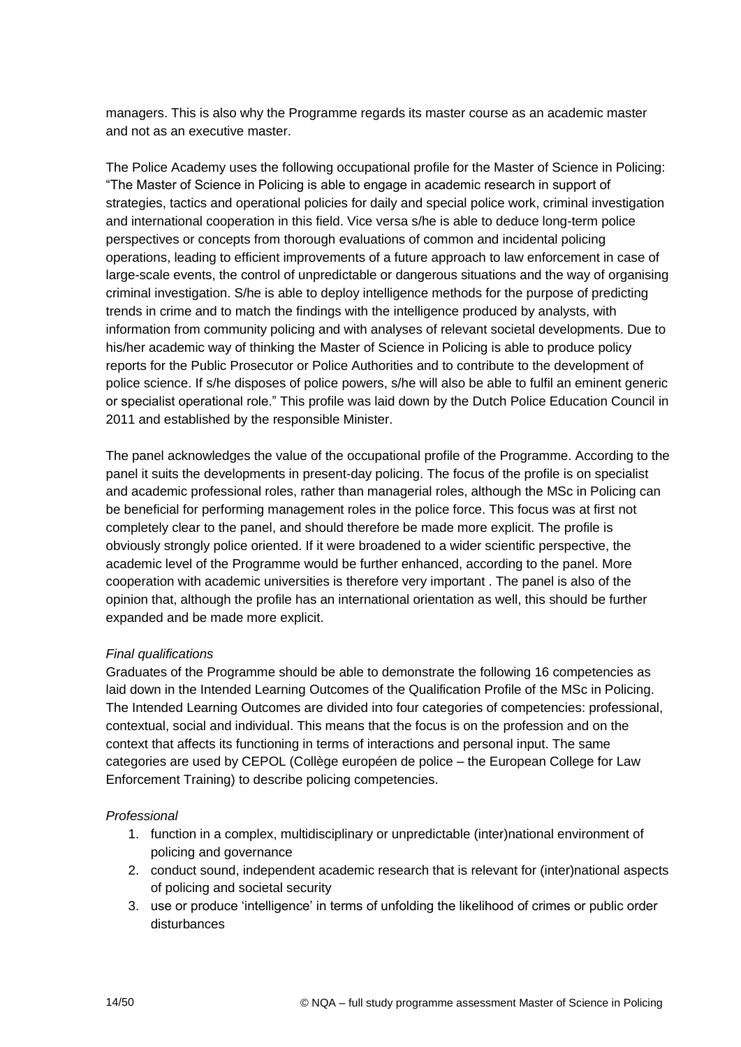managers. This is also why the Programme regards its master course as an academic master and not as an executive master.

The Police Academy uses the following occupational profile for the Master of Science in Policing: "The Master of Science in Policing is able to engage in academic research in support of strategies, tactics and operational policies for daily and special police work, criminal investigation and international cooperation in this field. Vice versa s/he is able to deduce long-term police perspectives or concepts from thorough evaluations of common and incidental policing operations, leading to efficient improvements of a future approach to law enforcement in case of large-scale events, the control of unpredictable or dangerous situations and the way of organising criminal investigation. S/he is able to deploy intelligence methods for the purpose of predicting trends in crime and to match the findings with the intelligence produced by analysts, with information from community policing and with analyses of relevant societal developments. Due to his/her academic way of thinking the Master of Science in Policing is able to produce policy reports for the Public Prosecutor or Police Authorities and to contribute to the development of police science. If s/he disposes of police powers, s/he will also be able to fulfil an eminent generic or specialist operational role." This profile was laid down by the Dutch Police Education Council in 2011 and established by the responsible Minister.

The panel acknowledges the value of the occupational profile of the Programme. According to the panel it suits the developments in present-day policing. The focus of the profile is on specialist and academic professional roles, rather than managerial roles, although the MSc in Policing can be beneficial for performing management roles in the police force. This focus was at first not completely clear to the panel, and should therefore be made more explicit. The profile is obviously strongly police oriented. If it were broadened to a wider scientific perspective, the academic level of the Programme would be further enhanced, according to the panel. More cooperation with academic universities is therefore very important . The panel is also of the opinion that, although the profile has an international orientation as well, this should be further expanded and be made more explicit.

*Final qualifications*

Graduates of the Programme should be able to demonstrate the following 16 competencies as laid down in the Intended Learning Outcomes of the Qualification Profile of the MSc in Policing. The Intended Learning Outcomes are divided into four categories of competencies: professional, contextual, social and individual. This means that the focus is on the profession and on the context that affects its functioning in terms of interactions and personal input. The same categories are used by CEPOL (Collège européen de police – the European College for Law Enforcement Training) to describe policing competencies.

*Professional*

1. function in a complex, multidisciplinary or unpredictable (inter)national environment of policing and governance
2. conduct sound, independent academic research that is relevant for (inter)national aspects of policing and societal security
3. use or produce 'intelligence' in terms of unfolding the likelihood of crimes or public order disturbances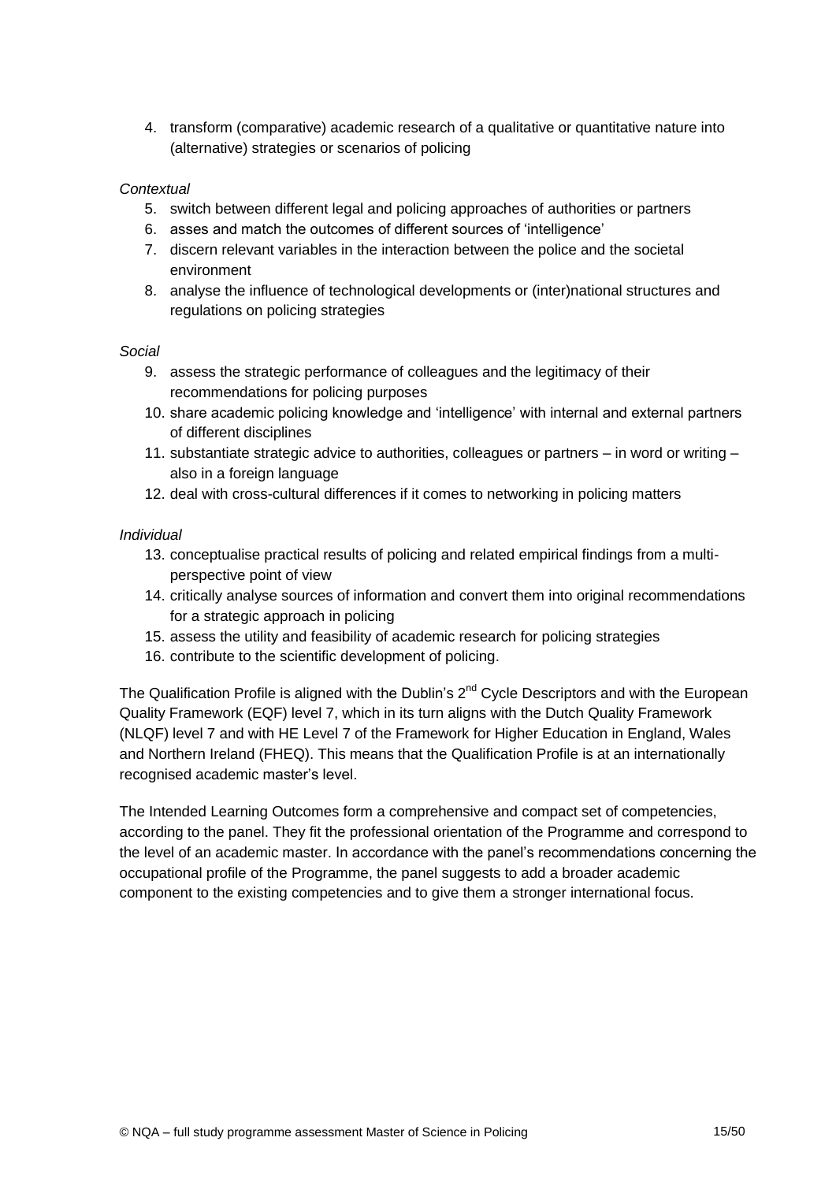4. transform (comparative) academic research of a qualitative or quantitative nature into (alternative) strategies or scenarios of policing

*Contextual*

5. switch between different legal and policing approaches of authorities or partners
6. asses and match the outcomes of different sources of 'intelligence'
7. discern relevant variables in the interaction between the police and the societal environment
8. analyse the influence of technological developments or (inter)national structures and regulations on policing strategies

*Social*

9. assess the strategic performance of colleagues and the legitimacy of their recommendations for policing purposes
10. share academic policing knowledge and 'intelligence' with internal and external partners of different disciplines
11. substantiate strategic advice to authorities, colleagues or partners – in word or writing – also in a foreign language
12. deal with cross-cultural differences if it comes to networking in policing matters

*Individual*

13. conceptualise practical results of policing and related empirical findings from a multi-perspective point of view
14. critically analyse sources of information and convert them into original recommendations for a strategic approach in policing
15. assess the utility and feasibility of academic research for policing strategies
16. contribute to the scientific development of policing.

The Qualification Profile is aligned with the Dublin's 2nd Cycle Descriptors and with the European Quality Framework (EQF) level 7, which in its turn aligns with the Dutch Quality Framework (NLQF) level 7 and with HE Level 7 of the Framework for Higher Education in England, Wales and Northern Ireland (FHEQ). This means that the Qualification Profile is at an internationally recognised academic master's level.

The Intended Learning Outcomes form a comprehensive and compact set of competencies, according to the panel. They fit the professional orientation of the Programme and correspond to the level of an academic master. In accordance with the panel's recommendations concerning the occupational profile of the Programme, the panel suggests to add a broader academic component to the existing competencies and to give them a stronger international focus.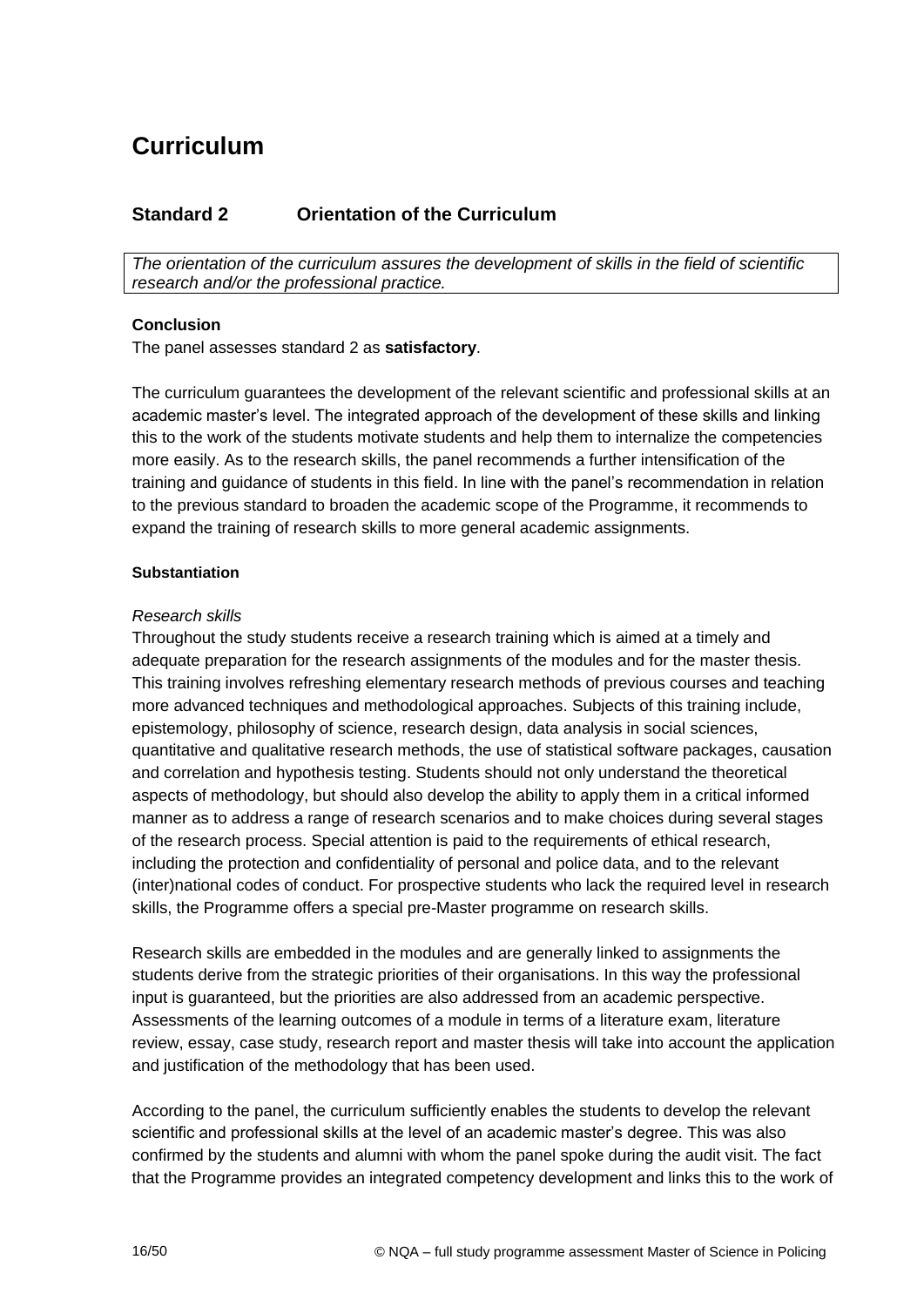# Curriculum

## Standard 2 Orientation of the Curriculum

*The orientation of the curriculum assures the development of skills in the field of scientific research and/or the professional practice.*

**Conclusion**

The panel assesses standard 2 as **satisfactory**.

The curriculum guarantees the development of the relevant scientific and professional skills at an academic master's level. The integrated approach of the development of these skills and linking this to the work of the students motivate students and help them to internalize the competencies more easily. As to the research skills, the panel recommends a further intensification of the training and guidance of students in this field. In line with the panel's recommendation in relation to the previous standard to broaden the academic scope of the Programme, it recommends to expand the training of research skills to more general academic assignments.

**Substantiation**

*Research skills*

Throughout the study students receive a research training which is aimed at a timely and adequate preparation for the research assignments of the modules and for the master thesis. This training involves refreshing elementary research methods of previous courses and teaching more advanced techniques and methodological approaches. Subjects of this training include, epistemology, philosophy of science, research design, data analysis in social sciences, quantitative and qualitative research methods, the use of statistical software packages, causation and correlation and hypothesis testing. Students should not only understand the theoretical aspects of methodology, but should also develop the ability to apply them in a critical informed manner as to address a range of research scenarios and to make choices during several stages of the research process. Special attention is paid to the requirements of ethical research, including the protection and confidentiality of personal and police data, and to the relevant (inter)national codes of conduct. For prospective students who lack the required level in research skills, the Programme offers a special pre-Master programme on research skills.

Research skills are embedded in the modules and are generally linked to assignments the students derive from the strategic priorities of their organisations. In this way the professional input is guaranteed, but the priorities are also addressed from an academic perspective. Assessments of the learning outcomes of a module in terms of a literature exam, literature review, essay, case study, research report and master thesis will take into account the application and justification of the methodology that has been used.

According to the panel, the curriculum sufficiently enables the students to develop the relevant scientific and professional skills at the level of an academic master's degree. This was also confirmed by the students and alumni with whom the panel spoke during the audit visit. The fact that the Programme provides an integrated competency development and links this to the work of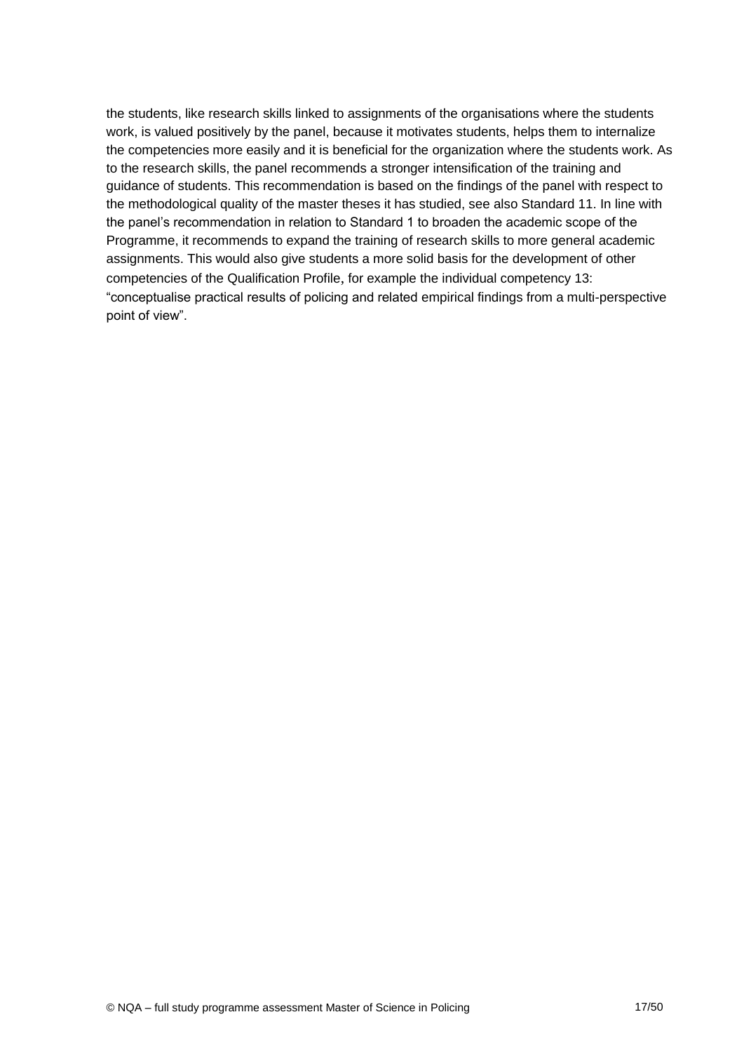the students, like research skills linked to assignments of the organisations where the students work, is valued positively by the panel, because it motivates students, helps them to internalize the competencies more easily and it is beneficial for the organization where the students work. As to the research skills, the panel recommends a stronger intensification of the training and guidance of students. This recommendation is based on the findings of the panel with respect to the methodological quality of the master theses it has studied, see also Standard 11. In line with the panel's recommendation in relation to Standard 1 to broaden the academic scope of the Programme, it recommends to expand the training of research skills to more general academic assignments. This would also give students a more solid basis for the development of other competencies of the Qualification Profile, for example the individual competency 13: "conceptualise practical results of policing and related empirical findings from a multi-perspective point of view".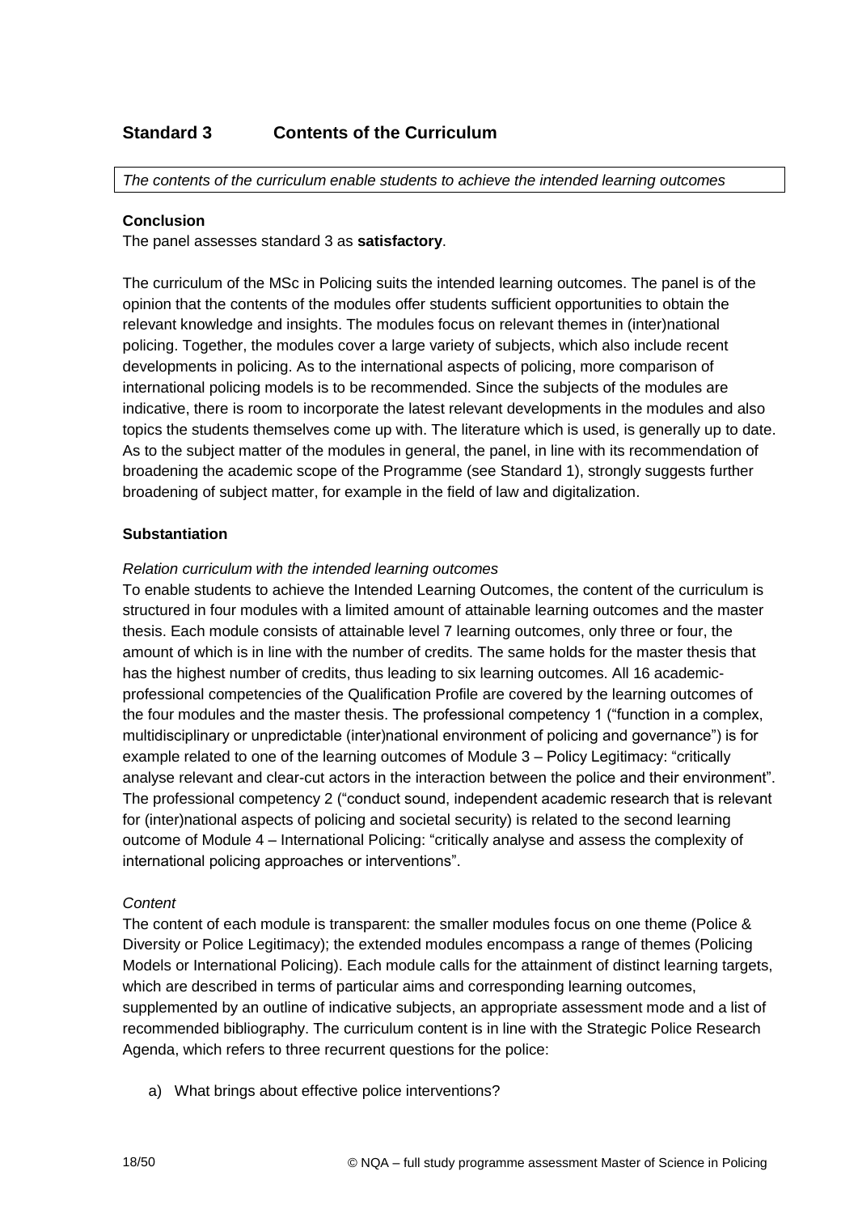## Standard 3 Contents of the Curriculum

*The contents of the curriculum enable students to achieve the intended learning outcomes*

**Conclusion**

The panel assesses standard 3 as **satisfactory**.

The curriculum of the MSc in Policing suits the intended learning outcomes. The panel is of the opinion that the contents of the modules offer students sufficient opportunities to obtain the relevant knowledge and insights. The modules focus on relevant themes in (inter)national policing. Together, the modules cover a large variety of subjects, which also include recent developments in policing. As to the international aspects of policing, more comparison of international policing models is to be recommended. Since the subjects of the modules are indicative, there is room to incorporate the latest relevant developments in the modules and also topics the students themselves come up with. The literature which is used, is generally up to date. As to the subject matter of the modules in general, the panel, in line with its recommendation of broadening the academic scope of the Programme (see Standard 1), strongly suggests further broadening of subject matter, for example in the field of law and digitalization.

**Substantiation**

*Relation curriculum with the intended learning outcomes*

To enable students to achieve the Intended Learning Outcomes, the content of the curriculum is structured in four modules with a limited amount of attainable learning outcomes and the master thesis. Each module consists of attainable level 7 learning outcomes, only three or four, the amount of which is in line with the number of credits. The same holds for the master thesis that has the highest number of credits, thus leading to six learning outcomes. All 16 academic-professional competencies of the Qualification Profile are covered by the learning outcomes of the four modules and the master thesis. The professional competency 1 ("function in a complex, multidisciplinary or unpredictable (inter)national environment of policing and governance") is for example related to one of the learning outcomes of Module 3 – Policy Legitimacy: "critically analyse relevant and clear-cut actors in the interaction between the police and their environment". The professional competency 2 ("conduct sound, independent academic research that is relevant for (inter)national aspects of policing and societal security) is related to the second learning outcome of Module 4 – International Policing: "critically analyse and assess the complexity of international policing approaches or interventions".

*Content*

The content of each module is transparent: the smaller modules focus on one theme (Police & Diversity or Police Legitimacy); the extended modules encompass a range of themes (Policing Models or International Policing). Each module calls for the attainment of distinct learning targets, which are described in terms of particular aims and corresponding learning outcomes, supplemented by an outline of indicative subjects, an appropriate assessment mode and a list of recommended bibliography. The curriculum content is in line with the Strategic Police Research Agenda, which refers to three recurrent questions for the police:

a) What brings about effective police interventions?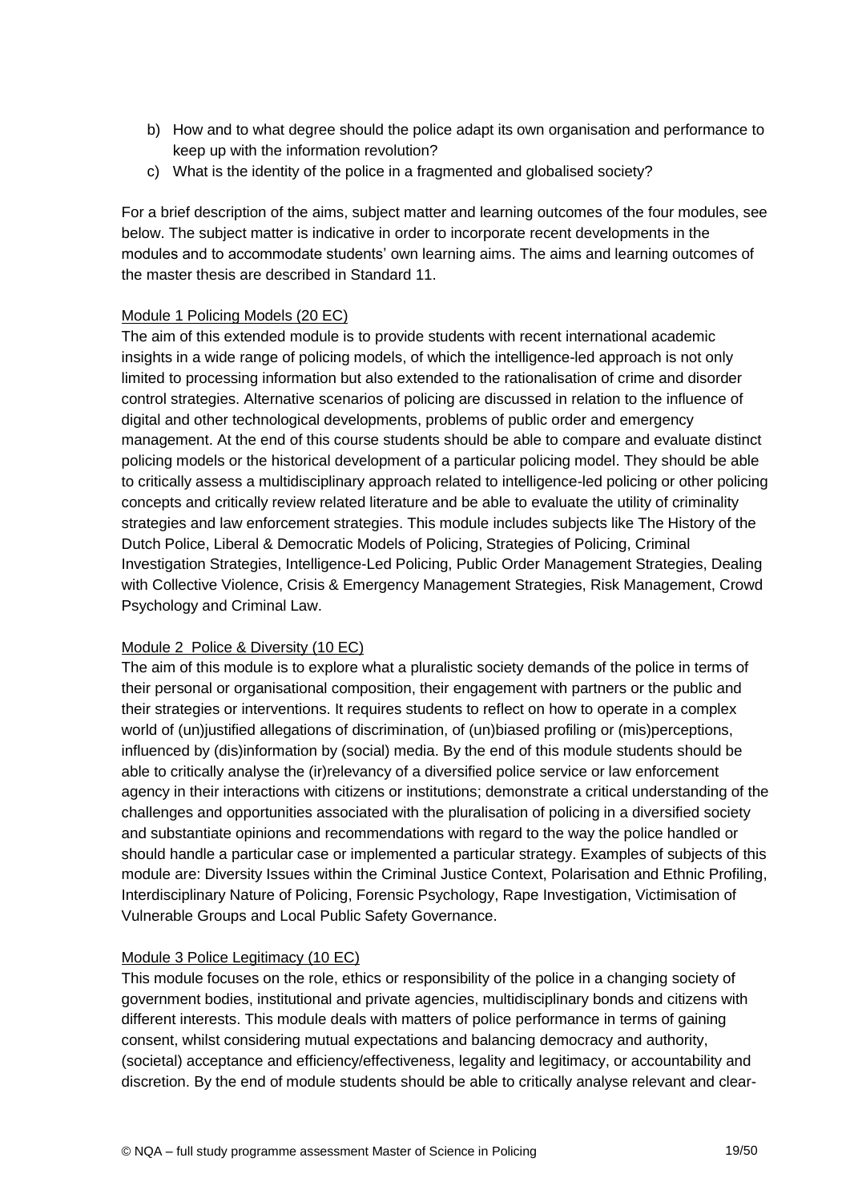b) How and to what degree should the police adapt its own organisation and performance to keep up with the information revolution?
c) What is the identity of the police in a fragmented and globalised society?

For a brief description of the aims, subject matter and learning outcomes of the four modules, see below. The subject matter is indicative in order to incorporate recent developments in the modules and to accommodate students' own learning aims. The aims and learning outcomes of the master thesis are described in Standard 11.

Module 1 Policing Models (20 EC)

The aim of this extended module is to provide students with recent international academic insights in a wide range of policing models, of which the intelligence-led approach is not only limited to processing information but also extended to the rationalisation of crime and disorder control strategies. Alternative scenarios of policing are discussed in relation to the influence of digital and other technological developments, problems of public order and emergency management. At the end of this course students should be able to compare and evaluate distinct policing models or the historical development of a particular policing model. They should be able to critically assess a multidisciplinary approach related to intelligence-led policing or other policing concepts and critically review related literature and be able to evaluate the utility of criminality strategies and law enforcement strategies. This module includes subjects like The History of the Dutch Police, Liberal & Democratic Models of Policing, Strategies of Policing, Criminal Investigation Strategies, Intelligence-Led Policing, Public Order Management Strategies, Dealing with Collective Violence, Crisis & Emergency Management Strategies, Risk Management, Crowd Psychology and Criminal Law.

Module 2 Police & Diversity (10 EC)

The aim of this module is to explore what a pluralistic society demands of the police in terms of their personal or organisational composition, their engagement with partners or the public and their strategies or interventions. It requires students to reflect on how to operate in a complex world of (un)justified allegations of discrimination, of (un)biased profiling or (mis)perceptions, influenced by (dis)information by (social) media. By the end of this module students should be able to critically analyse the (ir)relevancy of a diversified police service or law enforcement agency in their interactions with citizens or institutions; demonstrate a critical understanding of the challenges and opportunities associated with the pluralisation of policing in a diversified society and substantiate opinions and recommendations with regard to the way the police handled or should handle a particular case or implemented a particular strategy. Examples of subjects of this module are: Diversity Issues within the Criminal Justice Context, Polarisation and Ethnic Profiling, Interdisciplinary Nature of Policing, Forensic Psychology, Rape Investigation, Victimisation of Vulnerable Groups and Local Public Safety Governance.

Module 3 Police Legitimacy (10 EC)

This module focuses on the role, ethics or responsibility of the police in a changing society of government bodies, institutional and private agencies, multidisciplinary bonds and citizens with different interests. This module deals with matters of police performance in terms of gaining consent, whilst considering mutual expectations and balancing democracy and authority, (societal) acceptance and efficiency/effectiveness, legality and legitimacy, or accountability and discretion. By the end of module students should be able to critically analyse relevant and clear-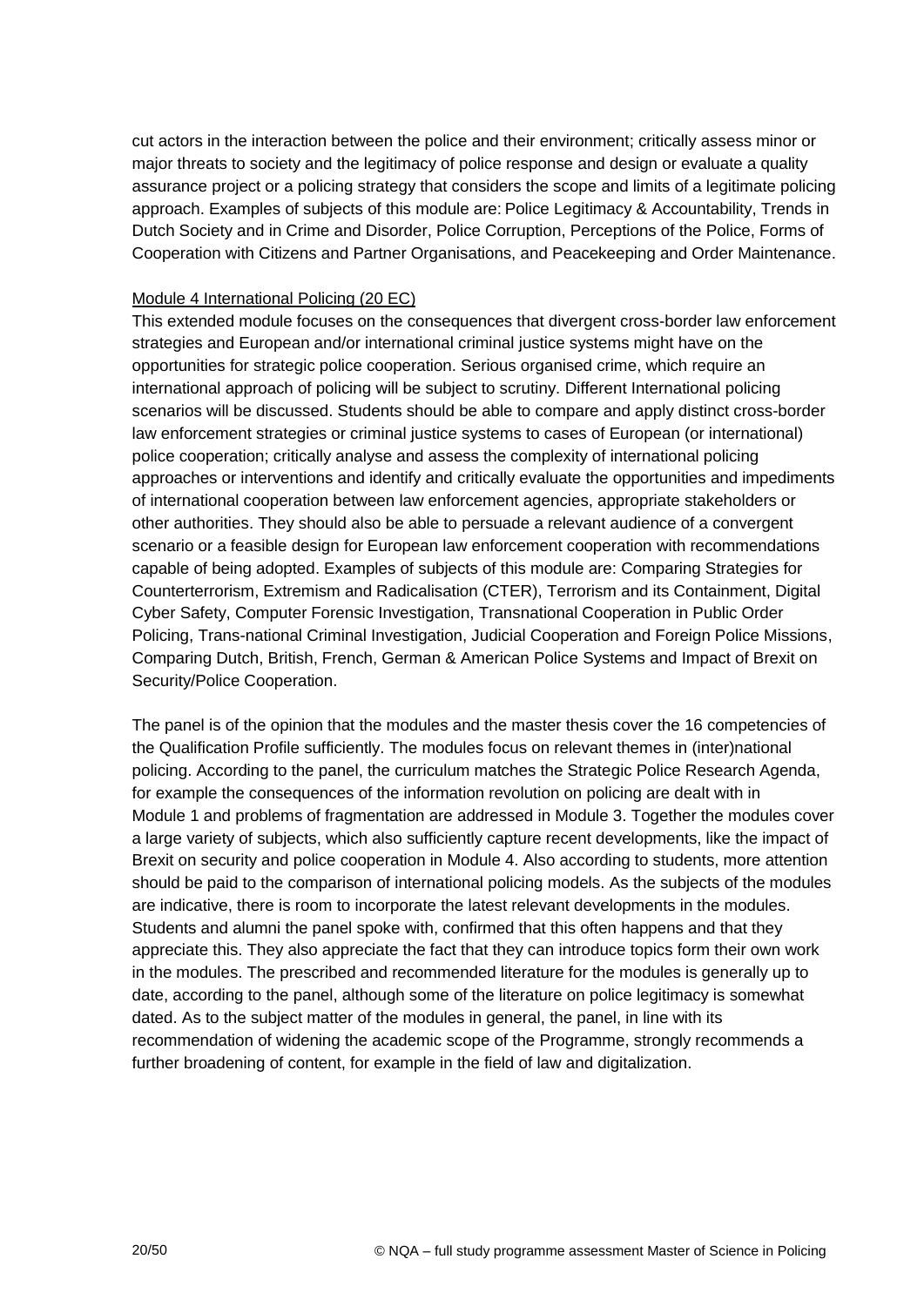cut actors in the interaction between the police and their environment; critically assess minor or major threats to society and the legitimacy of police response and design or evaluate a quality assurance project or a policing strategy that considers the scope and limits of a legitimate policing approach. Examples of subjects of this module are: Police Legitimacy & Accountability, Trends in Dutch Society and in Crime and Disorder, Police Corruption, Perceptions of the Police, Forms of Cooperation with Citizens and Partner Organisations, and Peacekeeping and Order Maintenance.

<u>Module 4 International Policing (20 EC)</u>

This extended module focuses on the consequences that divergent cross-border law enforcement strategies and European and/or international criminal justice systems might have on the opportunities for strategic police cooperation. Serious organised crime, which require an international approach of policing will be subject to scrutiny. Different International policing scenarios will be discussed. Students should be able to compare and apply distinct cross-border law enforcement strategies or criminal justice systems to cases of European (or international) police cooperation; critically analyse and assess the complexity of international policing approaches or interventions and identify and critically evaluate the opportunities and impediments of international cooperation between law enforcement agencies, appropriate stakeholders or other authorities. They should also be able to persuade a relevant audience of a convergent scenario or a feasible design for European law enforcement cooperation with recommendations capable of being adopted. Examples of subjects of this module are: Comparing Strategies for Counterterrorism, Extremism and Radicalisation (CTER), Terrorism and its Containment, Digital Cyber Safety, Computer Forensic Investigation, Transnational Cooperation in Public Order Policing, Trans-national Criminal Investigation, Judicial Cooperation and Foreign Police Missions, Comparing Dutch, British, French, German & American Police Systems and Impact of Brexit on Security/Police Cooperation.

The panel is of the opinion that the modules and the master thesis cover the 16 competencies of the Qualification Profile sufficiently. The modules focus on relevant themes in (inter)national policing. According to the panel, the curriculum matches the Strategic Police Research Agenda, for example the consequences of the information revolution on policing are dealt with in Module 1 and problems of fragmentation are addressed in Module 3. Together the modules cover a large variety of subjects, which also sufficiently capture recent developments, like the impact of Brexit on security and police cooperation in Module 4. Also according to students, more attention should be paid to the comparison of international policing models. As the subjects of the modules are indicative, there is room to incorporate the latest relevant developments in the modules. Students and alumni the panel spoke with, confirmed that this often happens and that they appreciate this. They also appreciate the fact that they can introduce topics form their own work in the modules. The prescribed and recommended literature for the modules is generally up to date, according to the panel, although some of the literature on police legitimacy is somewhat dated. As to the subject matter of the modules in general, the panel, in line with its recommendation of widening the academic scope of the Programme, strongly recommends a further broadening of content, for example in the field of law and digitalization.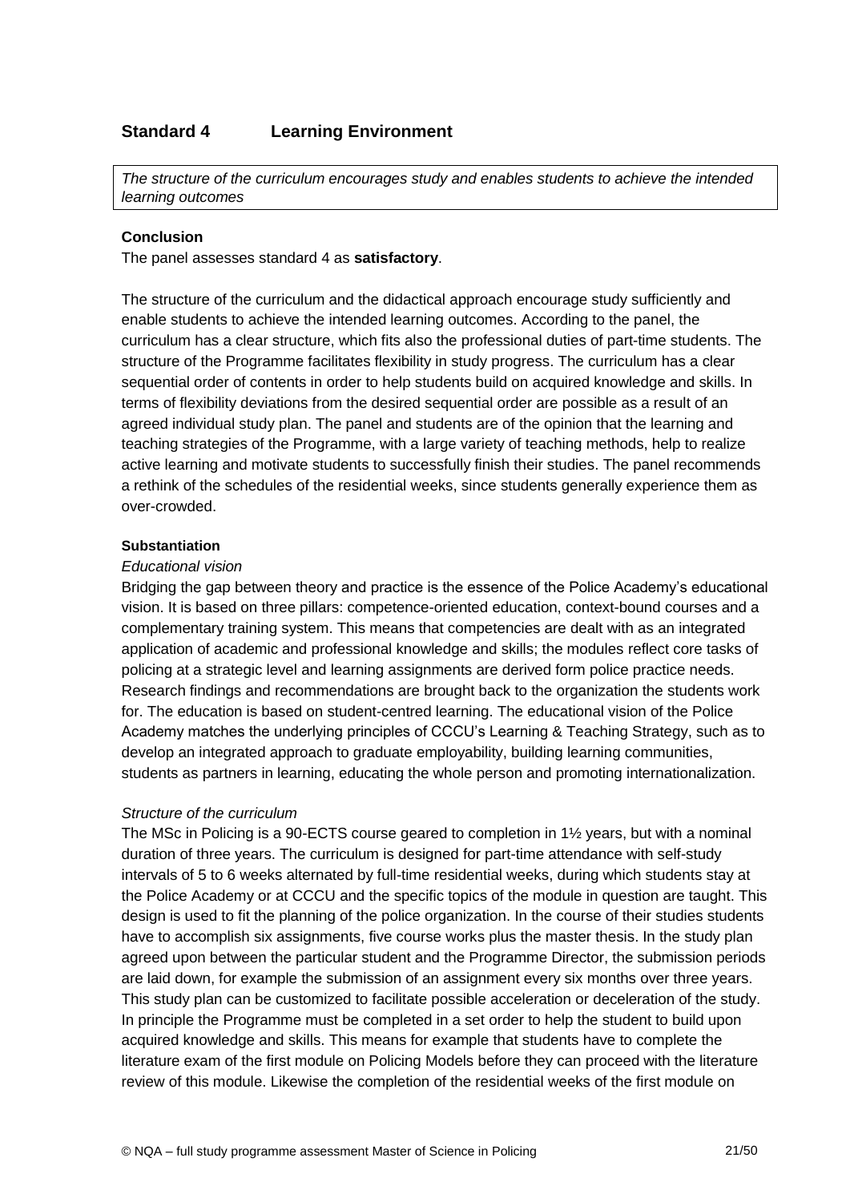## Standard 4 Learning Environment

*The structure of the curriculum encourages study and enables students to achieve the intended learning outcomes*

**Conclusion**

The panel assesses standard 4 as **satisfactory**.

The structure of the curriculum and the didactical approach encourage study sufficiently and enable students to achieve the intended learning outcomes. According to the panel, the curriculum has a clear structure, which fits also the professional duties of part-time students. The structure of the Programme facilitates flexibility in study progress. The curriculum has a clear sequential order of contents in order to help students build on acquired knowledge and skills. In terms of flexibility deviations from the desired sequential order are possible as a result of an agreed individual study plan. The panel and students are of the opinion that the learning and teaching strategies of the Programme, with a large variety of teaching methods, help to realize active learning and motivate students to successfully finish their studies. The panel recommends a rethink of the schedules of the residential weeks, since students generally experience them as over-crowded.

**Substantiation**

*Educational vision*

Bridging the gap between theory and practice is the essence of the Police Academy's educational vision. It is based on three pillars: competence-oriented education, context-bound courses and a complementary training system. This means that competencies are dealt with as an integrated application of academic and professional knowledge and skills; the modules reflect core tasks of policing at a strategic level and learning assignments are derived form police practice needs. Research findings and recommendations are brought back to the organization the students work for. The education is based on student-centred learning. The educational vision of the Police Academy matches the underlying principles of CCCU's Learning & Teaching Strategy, such as to develop an integrated approach to graduate employability, building learning communities, students as partners in learning, educating the whole person and promoting internationalization.

*Structure of the curriculum*

The MSc in Policing is a 90-ECTS course geared to completion in 1½ years, but with a nominal duration of three years. The curriculum is designed for part-time attendance with self-study intervals of 5 to 6 weeks alternated by full-time residential weeks, during which students stay at the Police Academy or at CCCU and the specific topics of the module in question are taught. This design is used to fit the planning of the police organization. In the course of their studies students have to accomplish six assignments, five course works plus the master thesis. In the study plan agreed upon between the particular student and the Programme Director, the submission periods are laid down, for example the submission of an assignment every six months over three years. This study plan can be customized to facilitate possible acceleration or deceleration of the study. In principle the Programme must be completed in a set order to help the student to build upon acquired knowledge and skills. This means for example that students have to complete the literature exam of the first module on Policing Models before they can proceed with the literature review of this module. Likewise the completion of the residential weeks of the first module on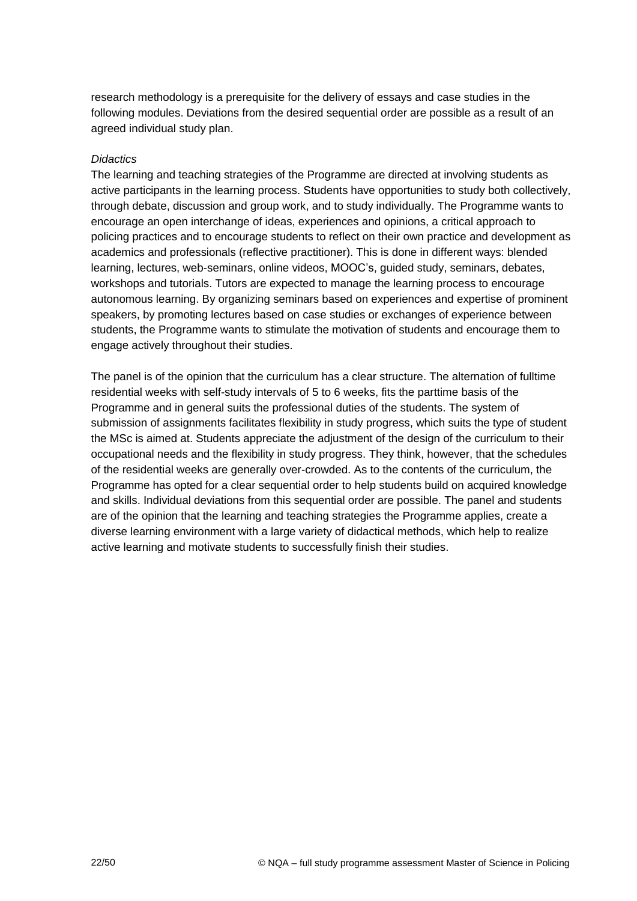research methodology is a prerequisite for the delivery of essays and case studies in the following modules. Deviations from the desired sequential order are possible as a result of an agreed individual study plan.

*Didactics*

The learning and teaching strategies of the Programme are directed at involving students as active participants in the learning process. Students have opportunities to study both collectively, through debate, discussion and group work, and to study individually. The Programme wants to encourage an open interchange of ideas, experiences and opinions, a critical approach to policing practices and to encourage students to reflect on their own practice and development as academics and professionals (reflective practitioner). This is done in different ways: blended learning, lectures, web-seminars, online videos, MOOC's, guided study, seminars, debates, workshops and tutorials. Tutors are expected to manage the learning process to encourage autonomous learning. By organizing seminars based on experiences and expertise of prominent speakers, by promoting lectures based on case studies or exchanges of experience between students, the Programme wants to stimulate the motivation of students and encourage them to engage actively throughout their studies.

The panel is of the opinion that the curriculum has a clear structure. The alternation of fulltime residential weeks with self-study intervals of 5 to 6 weeks, fits the parttime basis of the Programme and in general suits the professional duties of the students. The system of submission of assignments facilitates flexibility in study progress, which suits the type of student the MSc is aimed at. Students appreciate the adjustment of the design of the curriculum to their occupational needs and the flexibility in study progress. They think, however, that the schedules of the residential weeks are generally over-crowded. As to the contents of the curriculum, the Programme has opted for a clear sequential order to help students build on acquired knowledge and skills. Individual deviations from this sequential order are possible. The panel and students are of the opinion that the learning and teaching strategies the Programme applies, create a diverse learning environment with a large variety of didactical methods, which help to realize active learning and motivate students to successfully finish their studies.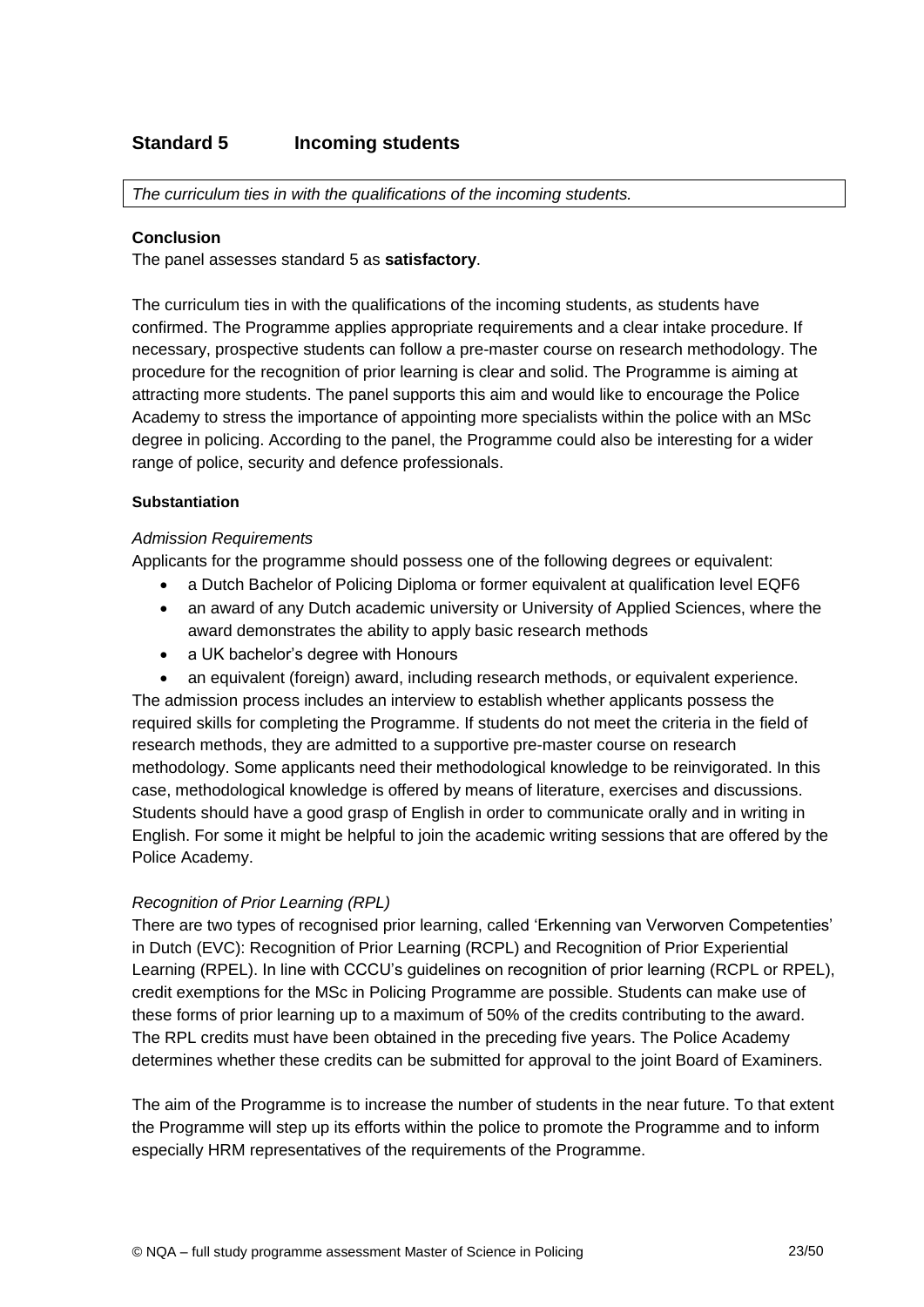## Standard 5 Incoming students

*The curriculum ties in with the qualifications of the incoming students.*

**Conclusion**

The panel assesses standard 5 as **satisfactory**.

The curriculum ties in with the qualifications of the incoming students, as students have confirmed. The Programme applies appropriate requirements and a clear intake procedure. If necessary, prospective students can follow a pre-master course on research methodology. The procedure for the recognition of prior learning is clear and solid. The Programme is aiming at attracting more students. The panel supports this aim and would like to encourage the Police Academy to stress the importance of appointing more specialists within the police with an MSc degree in policing. According to the panel, the Programme could also be interesting for a wider range of police, security and defence professionals.

**Substantiation**

*Admission Requirements*

Applicants for the programme should possess one of the following degrees or equivalent:

- a Dutch Bachelor of Policing Diploma or former equivalent at qualification level EQF6
- an award of any Dutch academic university or University of Applied Sciences, where the award demonstrates the ability to apply basic research methods
- a UK bachelor's degree with Honours
- an equivalent (foreign) award, including research methods, or equivalent experience.

The admission process includes an interview to establish whether applicants possess the required skills for completing the Programme. If students do not meet the criteria in the field of research methods, they are admitted to a supportive pre-master course on research methodology. Some applicants need their methodological knowledge to be reinvigorated. In this case, methodological knowledge is offered by means of literature, exercises and discussions. Students should have a good grasp of English in order to communicate orally and in writing in English. For some it might be helpful to join the academic writing sessions that are offered by the Police Academy.

*Recognition of Prior Learning (RPL)*

There are two types of recognised prior learning, called 'Erkenning van Verworven Competenties' in Dutch (EVC): Recognition of Prior Learning (RCPL) and Recognition of Prior Experiential Learning (RPEL). In line with CCCU's guidelines on recognition of prior learning (RCPL or RPEL), credit exemptions for the MSc in Policing Programme are possible. Students can make use of these forms of prior learning up to a maximum of 50% of the credits contributing to the award. The RPL credits must have been obtained in the preceding five years. The Police Academy determines whether these credits can be submitted for approval to the joint Board of Examiners.

The aim of the Programme is to increase the number of students in the near future. To that extent the Programme will step up its efforts within the police to promote the Programme and to inform especially HRM representatives of the requirements of the Programme.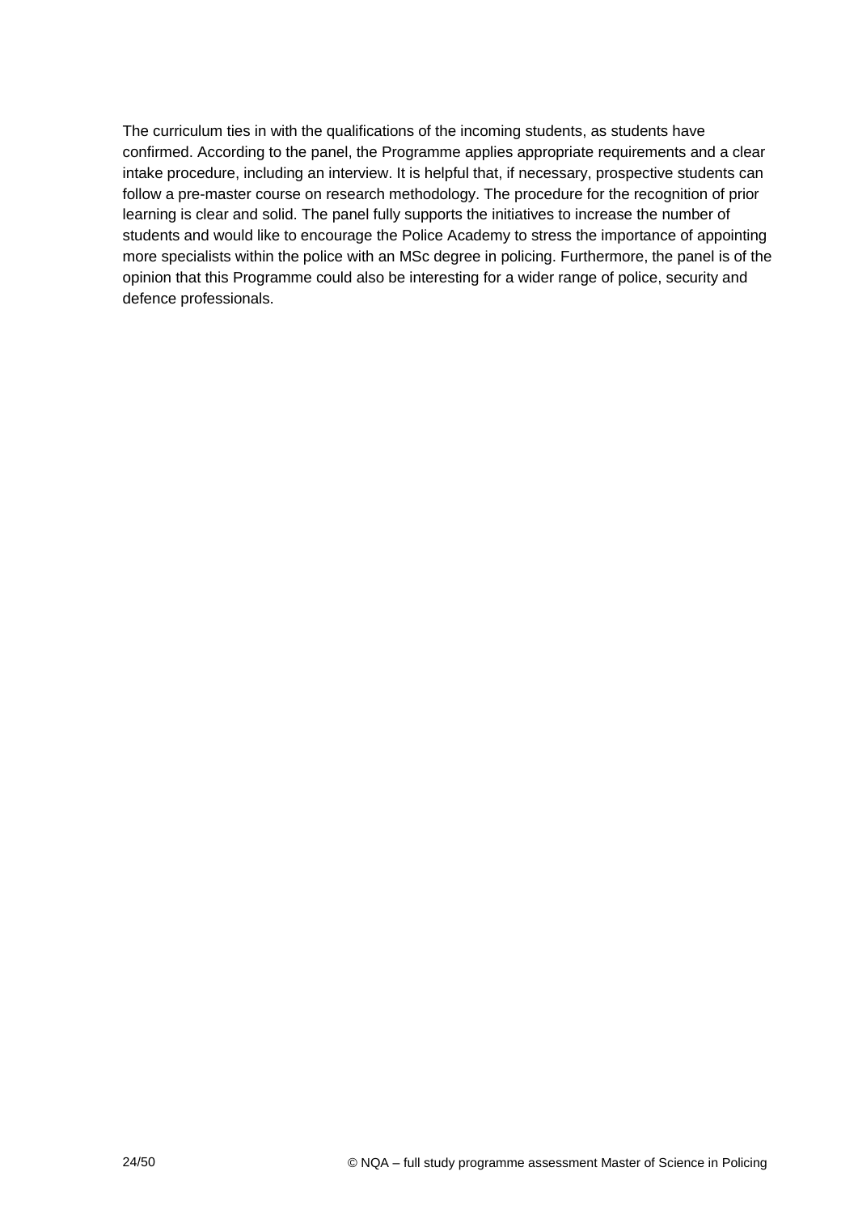The curriculum ties in with the qualifications of the incoming students, as students have confirmed. According to the panel, the Programme applies appropriate requirements and a clear intake procedure, including an interview. It is helpful that, if necessary, prospective students can follow a pre-master course on research methodology. The procedure for the recognition of prior learning is clear and solid. The panel fully supports the initiatives to increase the number of students and would like to encourage the Police Academy to stress the importance of appointing more specialists within the police with an MSc degree in policing. Furthermore, the panel is of the opinion that this Programme could also be interesting for a wider range of police, security and defence professionals.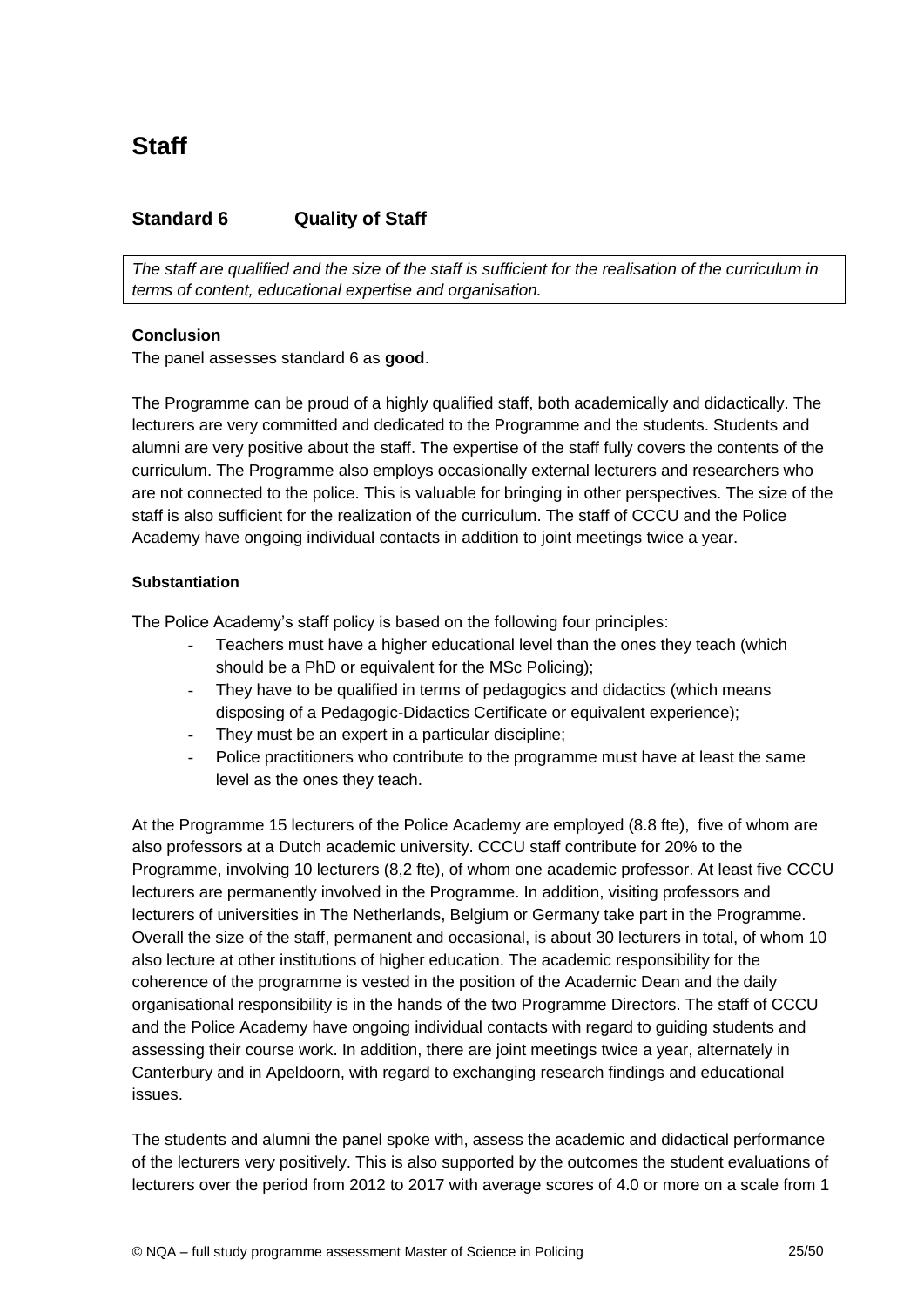# Staff

## Standard 6 Quality of Staff

*The staff are qualified and the size of the staff is sufficient for the realisation of the curriculum in terms of content, educational expertise and organisation.*

**Conclusion**

The panel assesses standard 6 as **good**.

The Programme can be proud of a highly qualified staff, both academically and didactically. The lecturers are very committed and dedicated to the Programme and the students. Students and alumni are very positive about the staff. The expertise of the staff fully covers the contents of the curriculum. The Programme also employs occasionally external lecturers and researchers who are not connected to the police. This is valuable for bringing in other perspectives. The size of the staff is also sufficient for the realization of the curriculum. The staff of CCCU and the Police Academy have ongoing individual contacts in addition to joint meetings twice a year.

**Substantiation**

The Police Academy's staff policy is based on the following four principles:

- Teachers must have a higher educational level than the ones they teach (which should be a PhD or equivalent for the MSc Policing);
- They have to be qualified in terms of pedagogics and didactics (which means disposing of a Pedagogic-Didactics Certificate or equivalent experience);
- They must be an expert in a particular discipline;
- Police practitioners who contribute to the programme must have at least the same level as the ones they teach.

At the Programme 15 lecturers of the Police Academy are employed (8.8 fte), five of whom are also professors at a Dutch academic university. CCCU staff contribute for 20% to the Programme, involving 10 lecturers (8,2 fte), of whom one academic professor. At least five CCCU lecturers are permanently involved in the Programme. In addition, visiting professors and lecturers of universities in The Netherlands, Belgium or Germany take part in the Programme. Overall the size of the staff, permanent and occasional, is about 30 lecturers in total, of whom 10 also lecture at other institutions of higher education. The academic responsibility for the coherence of the programme is vested in the position of the Academic Dean and the daily organisational responsibility is in the hands of the two Programme Directors. The staff of CCCU and the Police Academy have ongoing individual contacts with regard to guiding students and assessing their course work. In addition, there are joint meetings twice a year, alternately in Canterbury and in Apeldoorn, with regard to exchanging research findings and educational issues.

The students and alumni the panel spoke with, assess the academic and didactical performance of the lecturers very positively. This is also supported by the outcomes the student evaluations of lecturers over the period from 2012 to 2017 with average scores of 4.0 or more on a scale from 1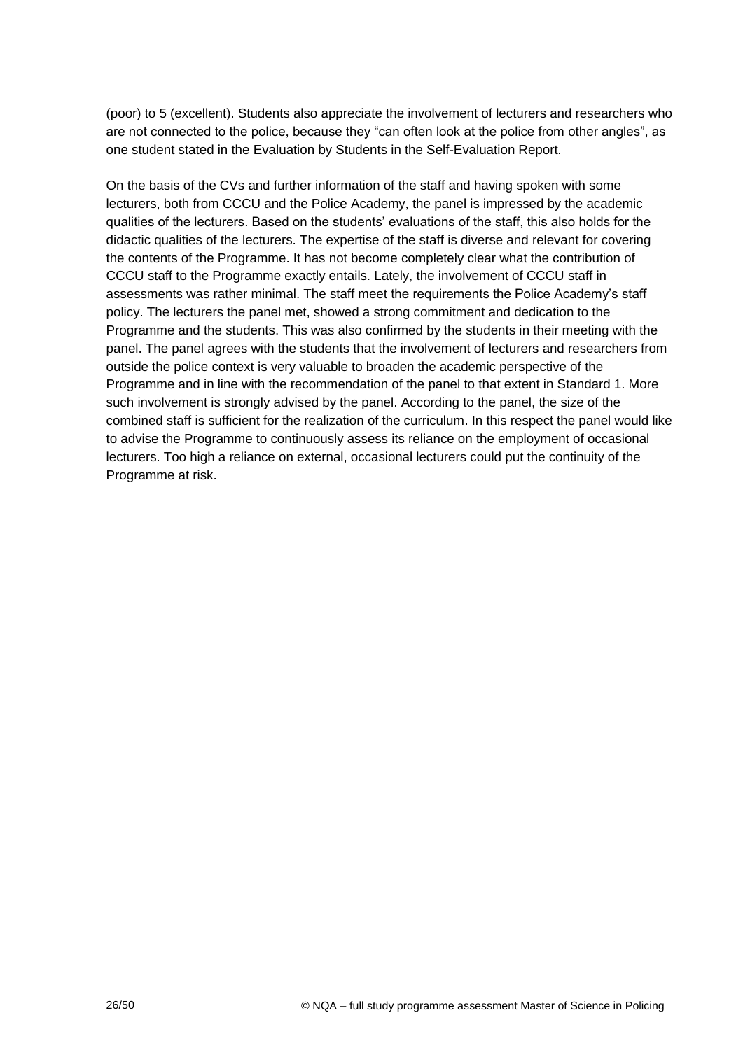(poor) to 5 (excellent). Students also appreciate the involvement of lecturers and researchers who are not connected to the police, because they "can often look at the police from other angles", as one student stated in the Evaluation by Students in the Self-Evaluation Report.

On the basis of the CVs and further information of the staff and having spoken with some lecturers, both from CCCU and the Police Academy, the panel is impressed by the academic qualities of the lecturers. Based on the students' evaluations of the staff, this also holds for the didactic qualities of the lecturers. The expertise of the staff is diverse and relevant for covering the contents of the Programme. It has not become completely clear what the contribution of CCCU staff to the Programme exactly entails. Lately, the involvement of CCCU staff in assessments was rather minimal. The staff meet the requirements the Police Academy's staff policy. The lecturers the panel met, showed a strong commitment and dedication to the Programme and the students. This was also confirmed by the students in their meeting with the panel. The panel agrees with the students that the involvement of lecturers and researchers from outside the police context is very valuable to broaden the academic perspective of the Programme and in line with the recommendation of the panel to that extent in Standard 1. More such involvement is strongly advised by the panel. According to the panel, the size of the combined staff is sufficient for the realization of the curriculum. In this respect the panel would like to advise the Programme to continuously assess its reliance on the employment of occasional lecturers. Too high a reliance on external, occasional lecturers could put the continuity of the Programme at risk.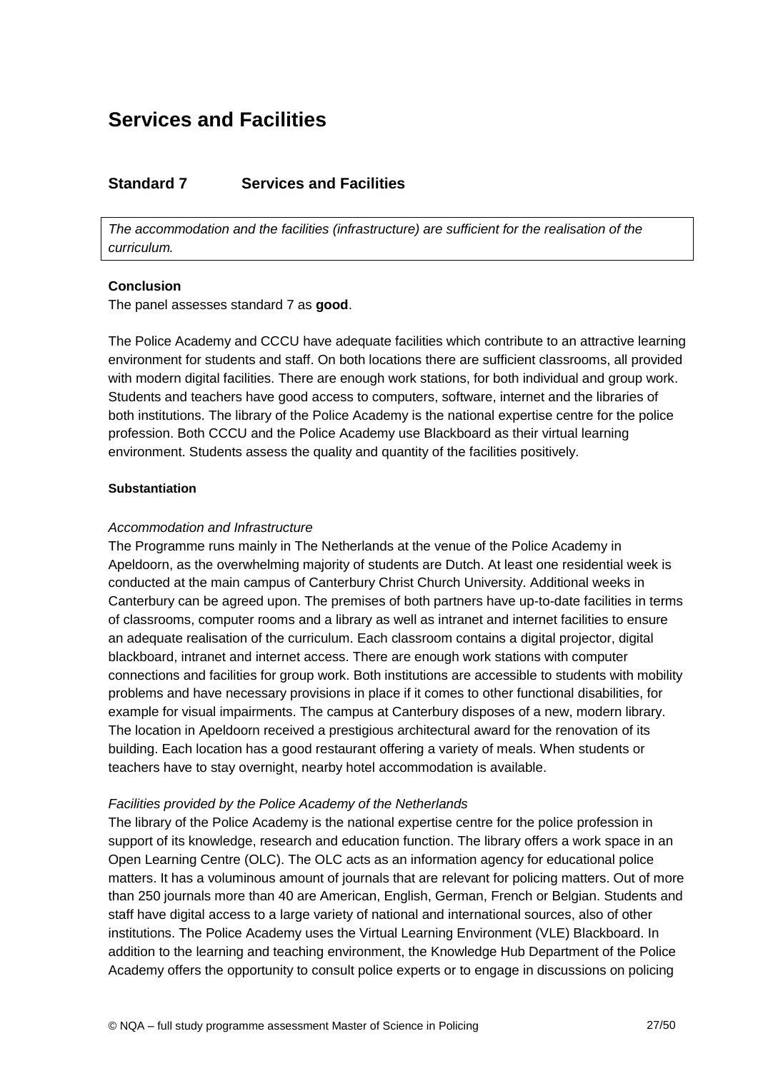# Services and Facilities

## Standard 7 Services and Facilities

*The accommodation and the facilities (infrastructure) are sufficient for the realisation of the curriculum.*

**Conclusion**

The panel assesses standard 7 as **good**.

The Police Academy and CCCU have adequate facilities which contribute to an attractive learning environment for students and staff. On both locations there are sufficient classrooms, all provided with modern digital facilities. There are enough work stations, for both individual and group work. Students and teachers have good access to computers, software, internet and the libraries of both institutions. The library of the Police Academy is the national expertise centre for the police profession. Both CCCU and the Police Academy use Blackboard as their virtual learning environment. Students assess the quality and quantity of the facilities positively.

**Substantiation**

*Accommodation and Infrastructure*

The Programme runs mainly in The Netherlands at the venue of the Police Academy in Apeldoorn, as the overwhelming majority of students are Dutch. At least one residential week is conducted at the main campus of Canterbury Christ Church University. Additional weeks in Canterbury can be agreed upon. The premises of both partners have up-to-date facilities in terms of classrooms, computer rooms and a library as well as intranet and internet facilities to ensure an adequate realisation of the curriculum. Each classroom contains a digital projector, digital blackboard, intranet and internet access. There are enough work stations with computer connections and facilities for group work. Both institutions are accessible to students with mobility problems and have necessary provisions in place if it comes to other functional disabilities, for example for visual impairments. The campus at Canterbury disposes of a new, modern library. The location in Apeldoorn received a prestigious architectural award for the renovation of its building. Each location has a good restaurant offering a variety of meals. When students or teachers have to stay overnight, nearby hotel accommodation is available.

*Facilities provided by the Police Academy of the Netherlands*

The library of the Police Academy is the national expertise centre for the police profession in support of its knowledge, research and education function. The library offers a work space in an Open Learning Centre (OLC). The OLC acts as an information agency for educational police matters. It has a voluminous amount of journals that are relevant for policing matters. Out of more than 250 journals more than 40 are American, English, German, French or Belgian. Students and staff have digital access to a large variety of national and international sources, also of other institutions. The Police Academy uses the Virtual Learning Environment (VLE) Blackboard. In addition to the learning and teaching environment, the Knowledge Hub Department of the Police Academy offers the opportunity to consult police experts or to engage in discussions on policing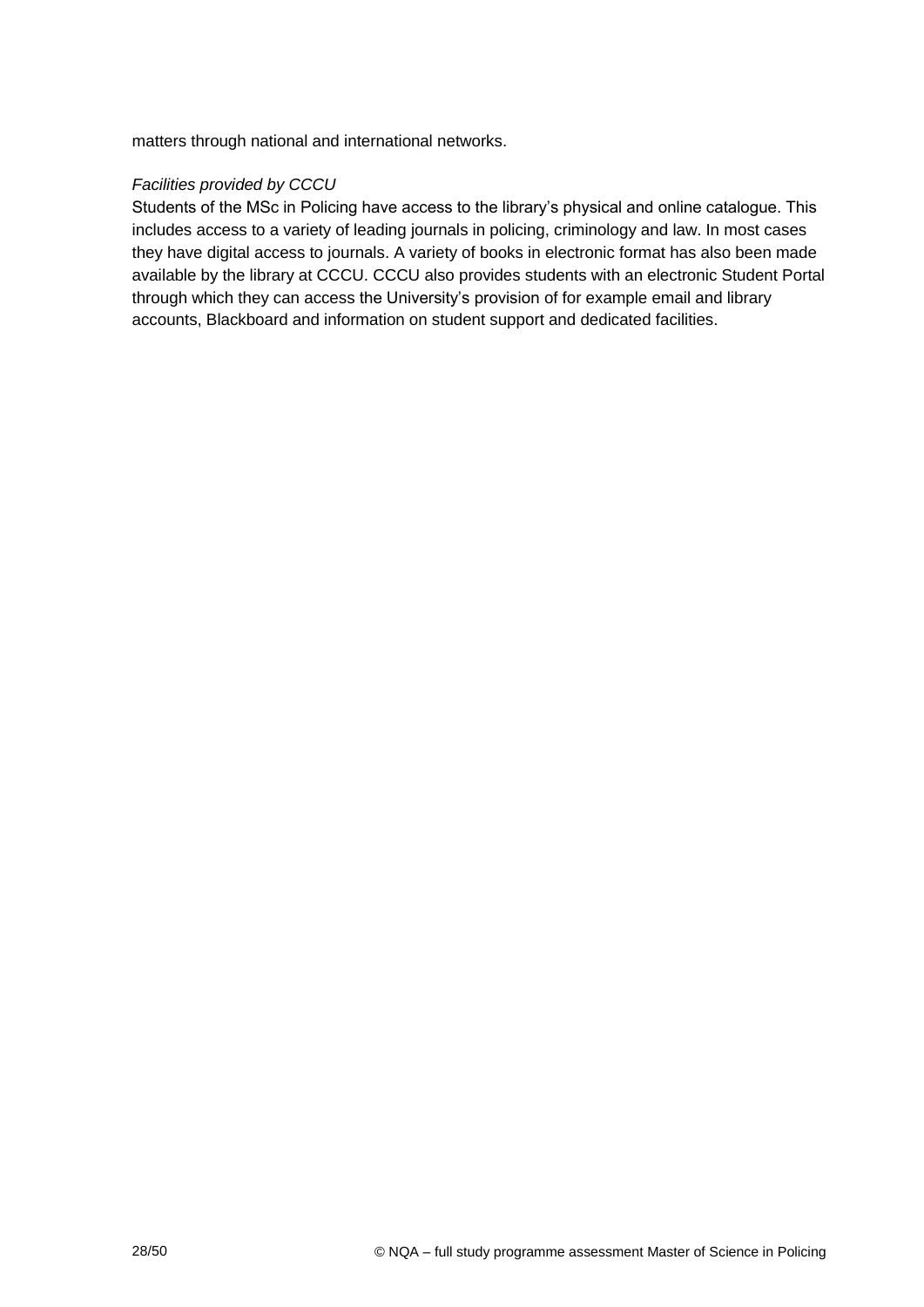matters through national and international networks.

*Facilities provided by CCCU*

Students of the MSc in Policing have access to the library's physical and online catalogue. This includes access to a variety of leading journals in policing, criminology and law. In most cases they have digital access to journals. A variety of books in electronic format has also been made available by the library at CCCU. CCCU also provides students with an electronic Student Portal through which they can access the University's provision of for example email and library accounts, Blackboard and information on student support and dedicated facilities.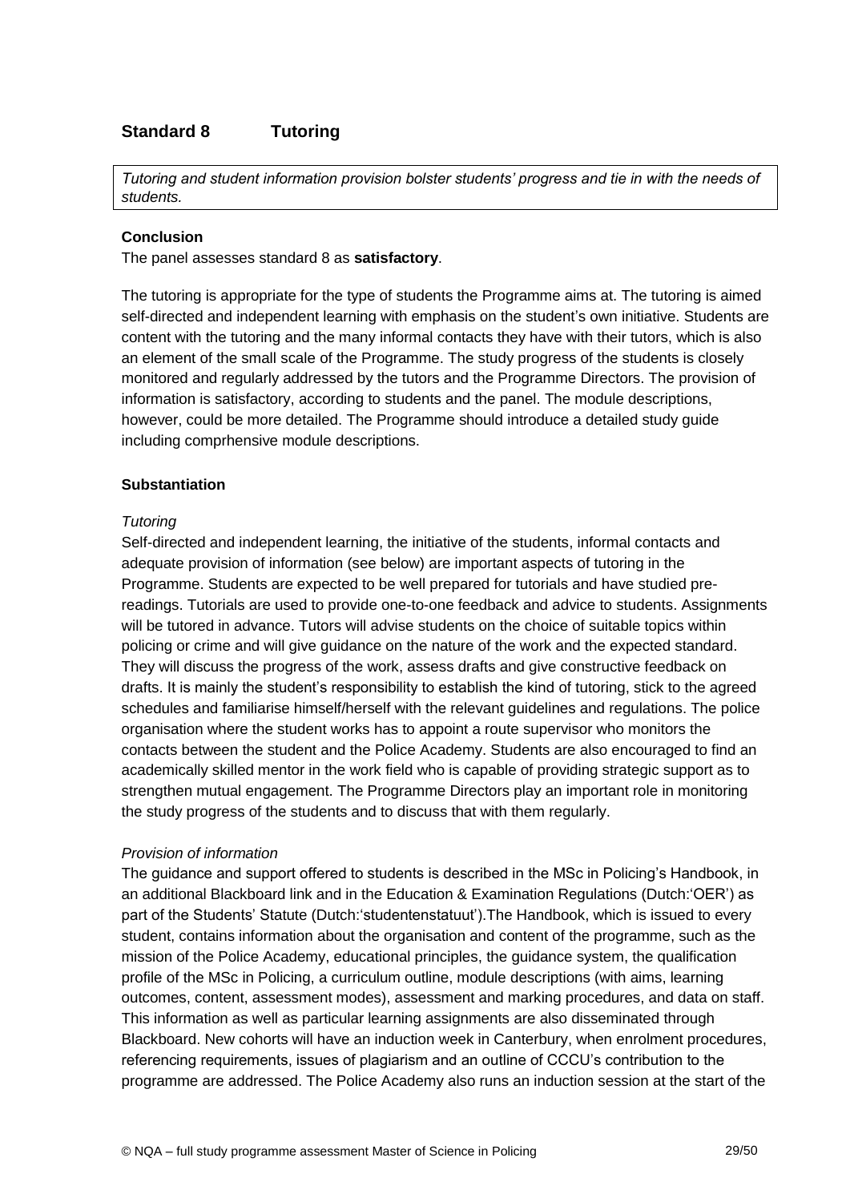## Standard 8 Tutoring

*Tutoring and student information provision bolster students' progress and tie in with the needs of students.*

**Conclusion**

The panel assesses standard 8 as **satisfactory**.

The tutoring is appropriate for the type of students the Programme aims at. The tutoring is aimed self-directed and independent learning with emphasis on the student's own initiative. Students are content with the tutoring and the many informal contacts they have with their tutors, which is also an element of the small scale of the Programme. The study progress of the students is closely monitored and regularly addressed by the tutors and the Programme Directors. The provision of information is satisfactory, according to students and the panel. The module descriptions, however, could be more detailed. The Programme should introduce a detailed study guide including comprhensive module descriptions.

**Substantiation**

*Tutoring*

Self-directed and independent learning, the initiative of the students, informal contacts and adequate provision of information (see below) are important aspects of tutoring in the Programme. Students are expected to be well prepared for tutorials and have studied pre-readings. Tutorials are used to provide one-to-one feedback and advice to students. Assignments will be tutored in advance. Tutors will advise students on the choice of suitable topics within policing or crime and will give guidance on the nature of the work and the expected standard. They will discuss the progress of the work, assess drafts and give constructive feedback on drafts. It is mainly the student's responsibility to establish the kind of tutoring, stick to the agreed schedules and familiarise himself/herself with the relevant guidelines and regulations. The police organisation where the student works has to appoint a route supervisor who monitors the contacts between the student and the Police Academy. Students are also encouraged to find an academically skilled mentor in the work field who is capable of providing strategic support as to strengthen mutual engagement. The Programme Directors play an important role in monitoring the study progress of the students and to discuss that with them regularly.

*Provision of information*

The guidance and support offered to students is described in the MSc in Policing's Handbook, in an additional Blackboard link and in the Education & Examination Regulations (Dutch:'OER') as part of the Students' Statute (Dutch:'studentenstatuut').The Handbook, which is issued to every student, contains information about the organisation and content of the programme, such as the mission of the Police Academy, educational principles, the guidance system, the qualification profile of the MSc in Policing, a curriculum outline, module descriptions (with aims, learning outcomes, content, assessment modes), assessment and marking procedures, and data on staff. This information as well as particular learning assignments are also disseminated through Blackboard. New cohorts will have an induction week in Canterbury, when enrolment procedures, referencing requirements, issues of plagiarism and an outline of CCCU's contribution to the programme are addressed. The Police Academy also runs an induction session at the start of the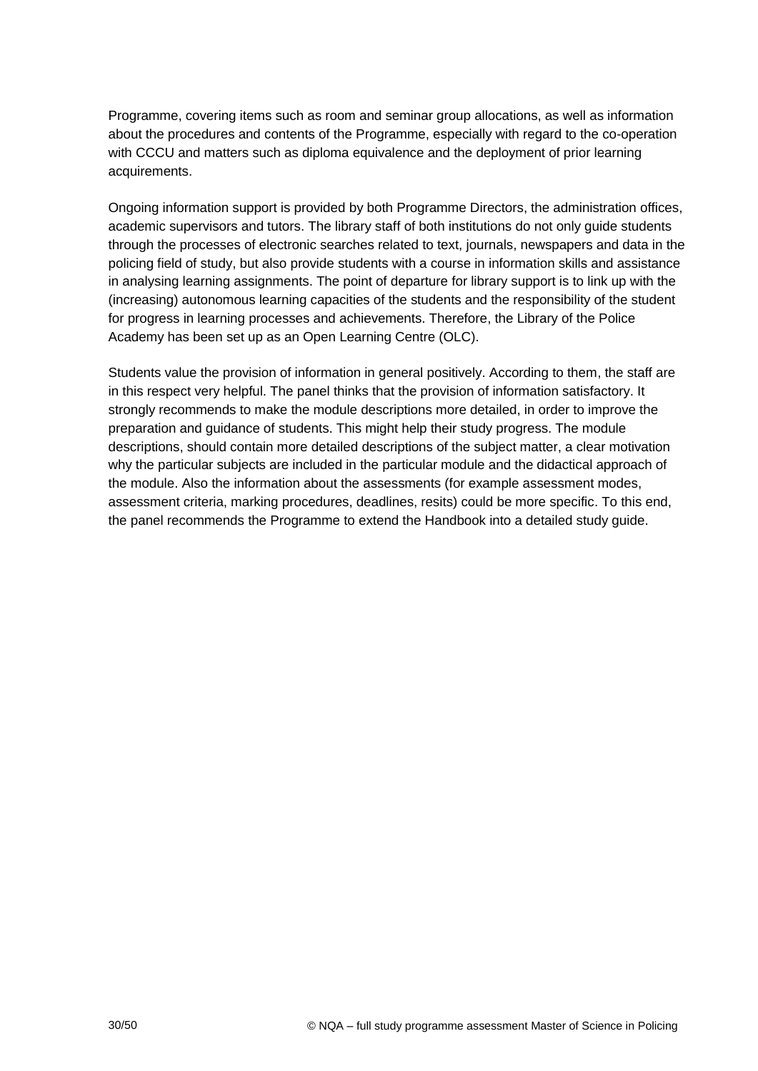Programme, covering items such as room and seminar group allocations, as well as information about the procedures and contents of the Programme, especially with regard to the co-operation with CCCU and matters such as diploma equivalence and the deployment of prior learning acquirements.

Ongoing information support is provided by both Programme Directors, the administration offices, academic supervisors and tutors. The library staff of both institutions do not only guide students through the processes of electronic searches related to text, journals, newspapers and data in the policing field of study, but also provide students with a course in information skills and assistance in analysing learning assignments. The point of departure for library support is to link up with the (increasing) autonomous learning capacities of the students and the responsibility of the student for progress in learning processes and achievements. Therefore, the Library of the Police Academy has been set up as an Open Learning Centre (OLC).

Students value the provision of information in general positively. According to them, the staff are in this respect very helpful. The panel thinks that the provision of information satisfactory. It strongly recommends to make the module descriptions more detailed, in order to improve the preparation and guidance of students. This might help their study progress. The module descriptions, should contain more detailed descriptions of the subject matter, a clear motivation why the particular subjects are included in the particular module and the didactical approach of the module. Also the information about the assessments (for example assessment modes, assessment criteria, marking procedures, deadlines, resits) could be more specific. To this end, the panel recommends the Programme to extend the Handbook into a detailed study guide.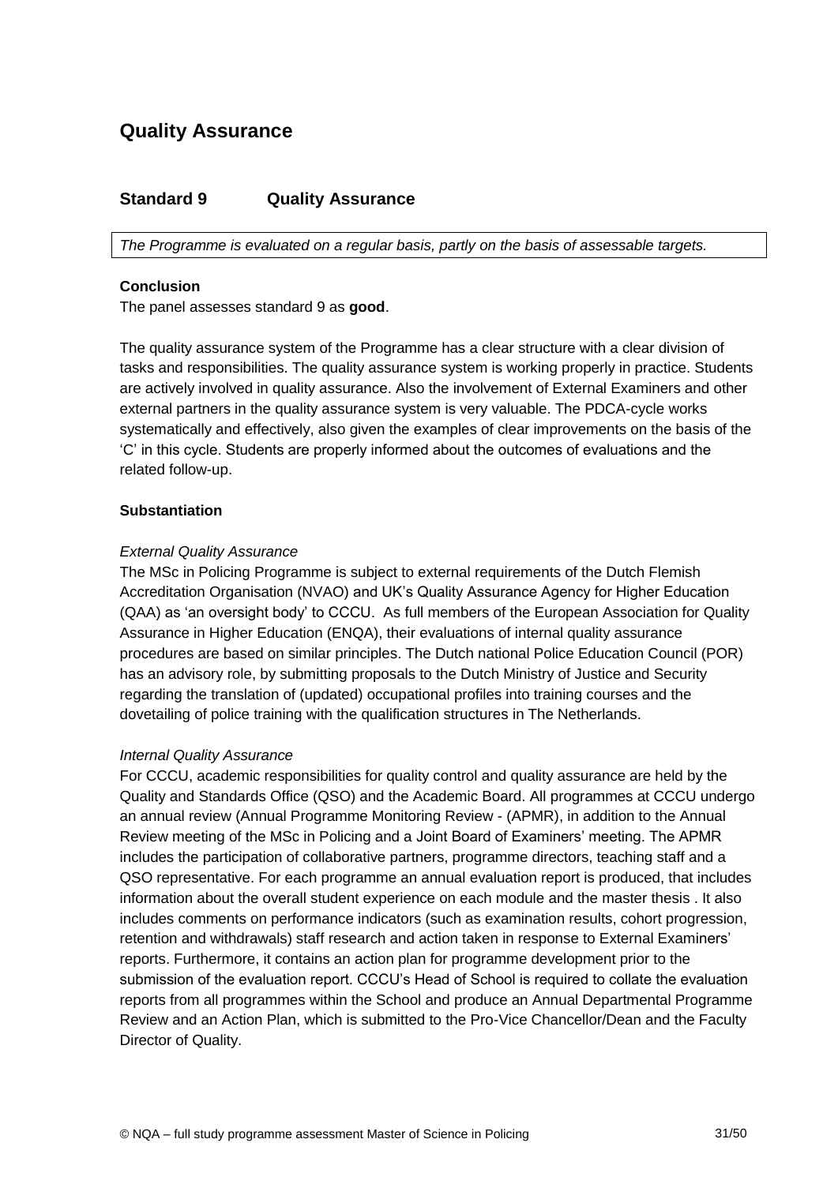# Quality Assurance

## Standard 9 Quality Assurance

*The Programme is evaluated on a regular basis, partly on the basis of assessable targets.*

**Conclusion**

The panel assesses standard 9 as **good**.

The quality assurance system of the Programme has a clear structure with a clear division of tasks and responsibilities. The quality assurance system is working properly in practice. Students are actively involved in quality assurance. Also the involvement of External Examiners and other external partners in the quality assurance system is very valuable. The PDCA-cycle works systematically and effectively, also given the examples of clear improvements on the basis of the 'C' in this cycle. Students are properly informed about the outcomes of evaluations and the related follow-up.

**Substantiation**

*External Quality Assurance*

The MSc in Policing Programme is subject to external requirements of the Dutch Flemish Accreditation Organisation (NVAO) and UK's Quality Assurance Agency for Higher Education (QAA) as 'an oversight body' to CCCU. As full members of the European Association for Quality Assurance in Higher Education (ENQA), their evaluations of internal quality assurance procedures are based on similar principles. The Dutch national Police Education Council (POR) has an advisory role, by submitting proposals to the Dutch Ministry of Justice and Security regarding the translation of (updated) occupational profiles into training courses and the dovetailing of police training with the qualification structures in The Netherlands.

*Internal Quality Assurance*

For CCCU, academic responsibilities for quality control and quality assurance are held by the Quality and Standards Office (QSO) and the Academic Board. All programmes at CCCU undergo an annual review (Annual Programme Monitoring Review - (APMR), in addition to the Annual Review meeting of the MSc in Policing and a Joint Board of Examiners' meeting. The APMR includes the participation of collaborative partners, programme directors, teaching staff and a QSO representative. For each programme an annual evaluation report is produced, that includes information about the overall student experience on each module and the master thesis . It also includes comments on performance indicators (such as examination results, cohort progression, retention and withdrawals) staff research and action taken in response to External Examiners' reports. Furthermore, it contains an action plan for programme development prior to the submission of the evaluation report. CCCU's Head of School is required to collate the evaluation reports from all programmes within the School and produce an Annual Departmental Programme Review and an Action Plan, which is submitted to the Pro-Vice Chancellor/Dean and the Faculty Director of Quality.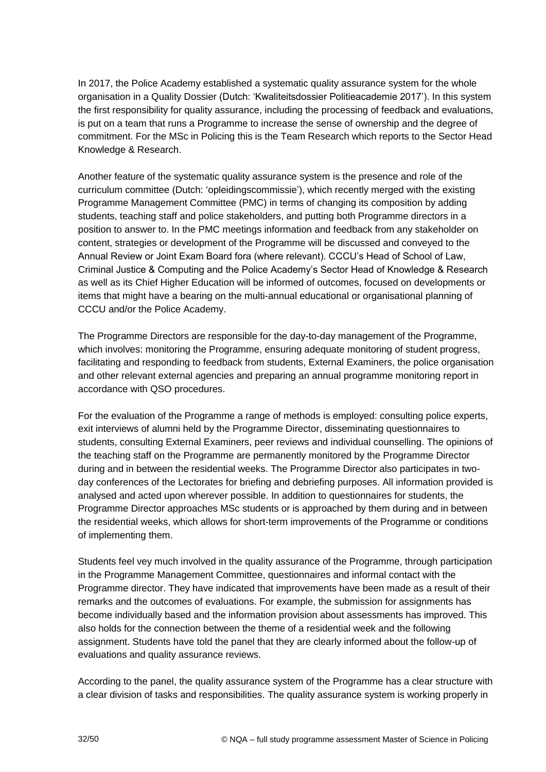In 2017, the Police Academy established a systematic quality assurance system for the whole organisation in a Quality Dossier (Dutch: 'Kwaliteitsdossier Politieacademie 2017'). In this system the first responsibility for quality assurance, including the processing of feedback and evaluations, is put on a team that runs a Programme to increase the sense of ownership and the degree of commitment. For the MSc in Policing this is the Team Research which reports to the Sector Head Knowledge & Research.

Another feature of the systematic quality assurance system is the presence and role of the curriculum committee (Dutch: 'opleidingscommissie'), which recently merged with the existing Programme Management Committee (PMC) in terms of changing its composition by adding students, teaching staff and police stakeholders, and putting both Programme directors in a position to answer to. In the PMC meetings information and feedback from any stakeholder on content, strategies or development of the Programme will be discussed and conveyed to the Annual Review or Joint Exam Board fora (where relevant). CCCU's Head of School of Law, Criminal Justice & Computing and the Police Academy's Sector Head of Knowledge & Research as well as its Chief Higher Education will be informed of outcomes, focused on developments or items that might have a bearing on the multi-annual educational or organisational planning of CCCU and/or the Police Academy.

The Programme Directors are responsible for the day-to-day management of the Programme, which involves: monitoring the Programme, ensuring adequate monitoring of student progress, facilitating and responding to feedback from students, External Examiners, the police organisation and other relevant external agencies and preparing an annual programme monitoring report in accordance with QSO procedures.

For the evaluation of the Programme a range of methods is employed: consulting police experts, exit interviews of alumni held by the Programme Director, disseminating questionnaires to students, consulting External Examiners, peer reviews and individual counselling. The opinions of the teaching staff on the Programme are permanently monitored by the Programme Director during and in between the residential weeks. The Programme Director also participates in two-day conferences of the Lectorates for briefing and debriefing purposes. All information provided is analysed and acted upon wherever possible. In addition to questionnaires for students, the Programme Director approaches MSc students or is approached by them during and in between the residential weeks, which allows for short-term improvements of the Programme or conditions of implementing them.

Students feel vey much involved in the quality assurance of the Programme, through participation in the Programme Management Committee, questionnaires and informal contact with the Programme director. They have indicated that improvements have been made as a result of their remarks and the outcomes of evaluations. For example, the submission for assignments has become individually based and the information provision about assessments has improved. This also holds for the connection between the theme of a residential week and the following assignment. Students have told the panel that they are clearly informed about the follow-up of evaluations and quality assurance reviews.

According to the panel, the quality assurance system of the Programme has a clear structure with a clear division of tasks and responsibilities. The quality assurance system is working properly in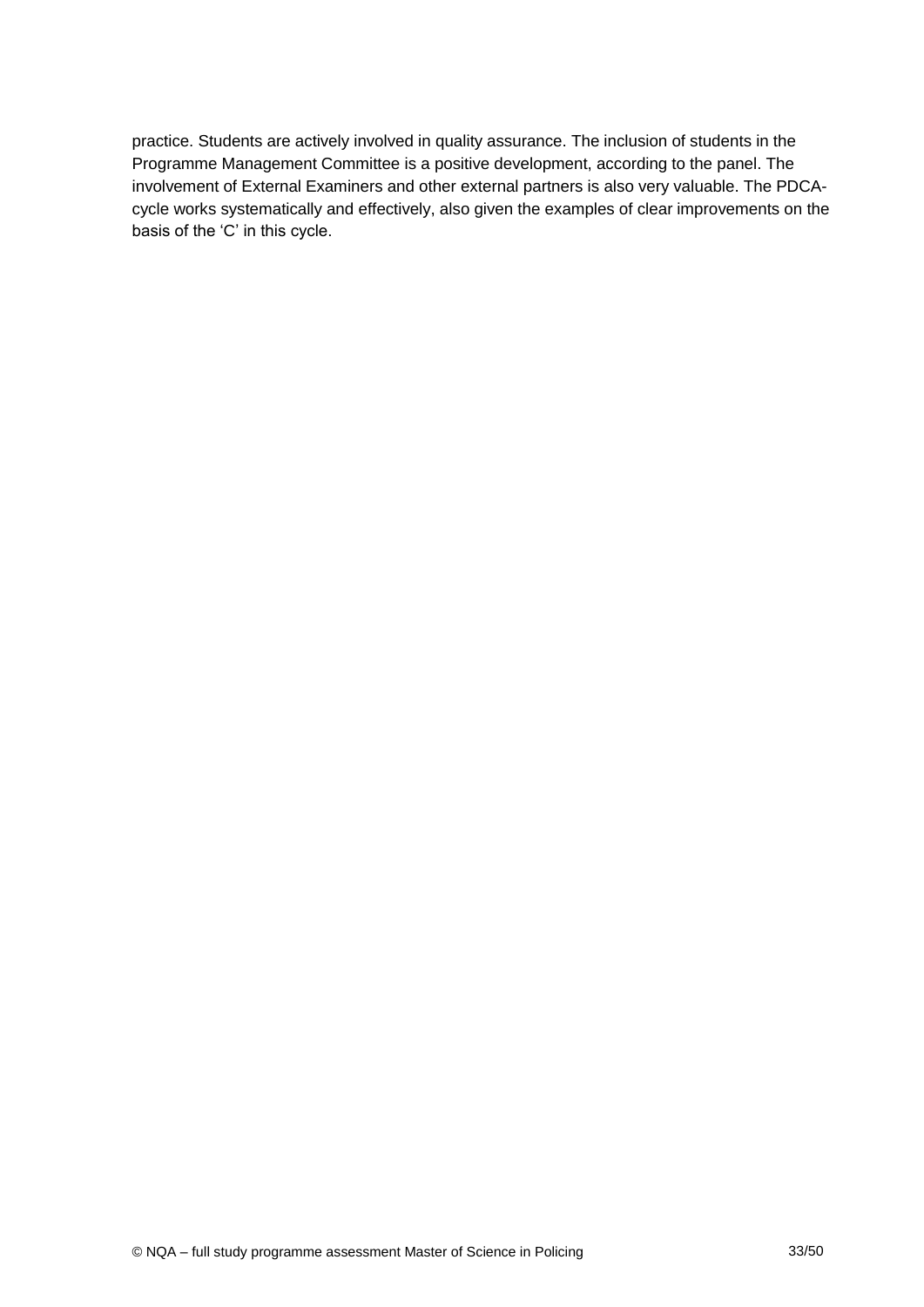practice. Students are actively involved in quality assurance. The inclusion of students in the Programme Management Committee is a positive development, according to the panel. The involvement of External Examiners and other external partners is also very valuable. The PDCA-cycle works systematically and effectively, also given the examples of clear improvements on the basis of the 'C' in this cycle.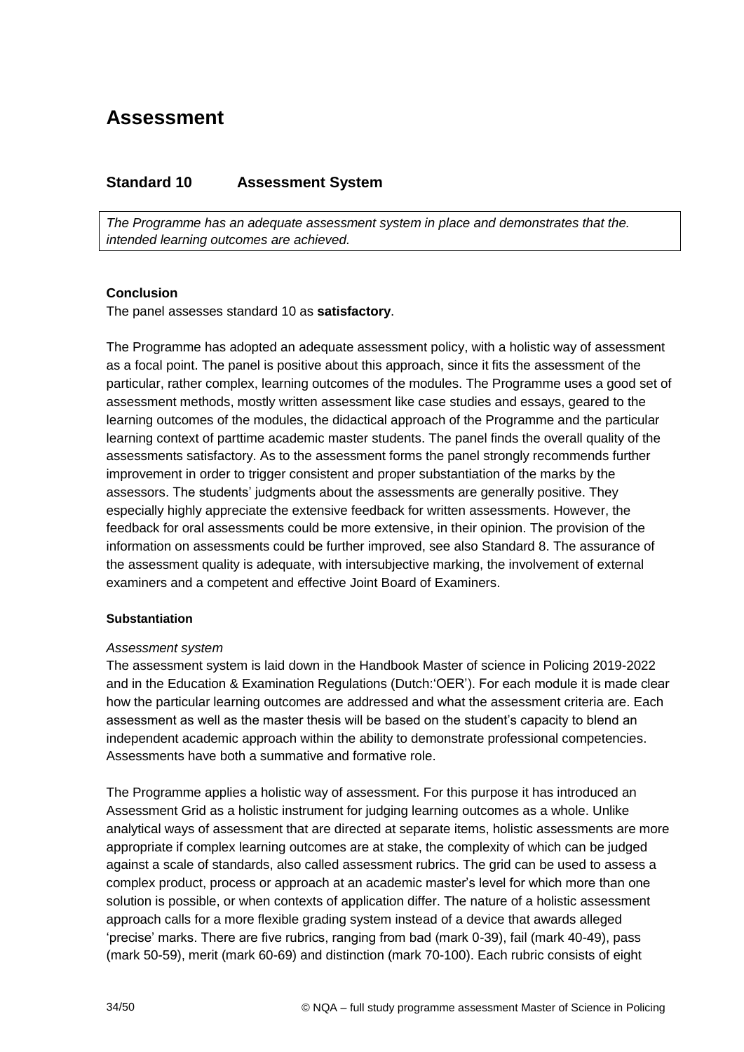# Assessment

## Standard 10 Assessment System

*The Programme has an adequate assessment system in place and demonstrates that the. intended learning outcomes are achieved.*

**Conclusion**

The panel assesses standard 10 as **satisfactory**.

The Programme has adopted an adequate assessment policy, with a holistic way of assessment as a focal point. The panel is positive about this approach, since it fits the assessment of the particular, rather complex, learning outcomes of the modules. The Programme uses a good set of assessment methods, mostly written assessment like case studies and essays, geared to the learning outcomes of the modules, the didactical approach of the Programme and the particular learning context of parttime academic master students. The panel finds the overall quality of the assessments satisfactory. As to the assessment forms the panel strongly recommends further improvement in order to trigger consistent and proper substantiation of the marks by the assessors. The students' judgments about the assessments are generally positive. They especially highly appreciate the extensive feedback for written assessments. However, the feedback for oral assessments could be more extensive, in their opinion. The provision of the information on assessments could be further improved, see also Standard 8. The assurance of the assessment quality is adequate, with intersubjective marking, the involvement of external examiners and a competent and effective Joint Board of Examiners.

**Substantiation**

*Assessment system*

The assessment system is laid down in the Handbook Master of science in Policing 2019-2022 and in the Education & Examination Regulations (Dutch:'OER'). For each module it is made clear how the particular learning outcomes are addressed and what the assessment criteria are. Each assessment as well as the master thesis will be based on the student's capacity to blend an independent academic approach within the ability to demonstrate professional competencies. Assessments have both a summative and formative role.

The Programme applies a holistic way of assessment. For this purpose it has introduced an Assessment Grid as a holistic instrument for judging learning outcomes as a whole. Unlike analytical ways of assessment that are directed at separate items, holistic assessments are more appropriate if complex learning outcomes are at stake, the complexity of which can be judged against a scale of standards, also called assessment rubrics. The grid can be used to assess a complex product, process or approach at an academic master's level for which more than one solution is possible, or when contexts of application differ. The nature of a holistic assessment approach calls for a more flexible grading system instead of a device that awards alleged 'precise' marks. There are five rubrics, ranging from bad (mark 0-39), fail (mark 40-49), pass (mark 50-59), merit (mark 60-69) and distinction (mark 70-100). Each rubric consists of eight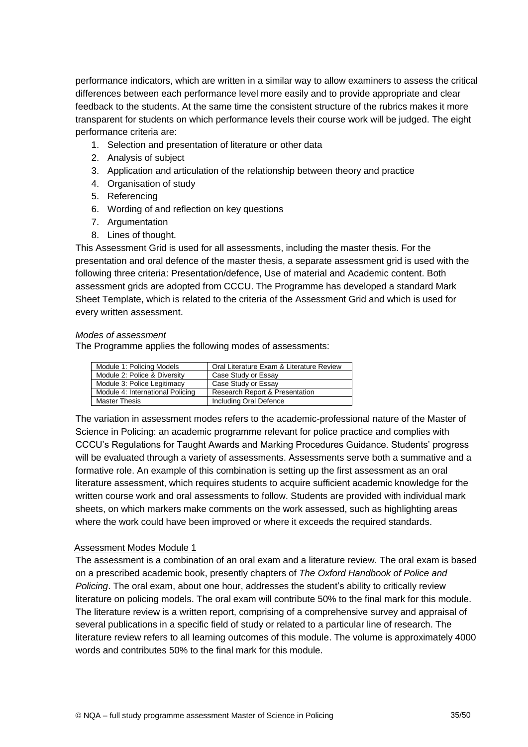performance indicators, which are written in a similar way to allow examiners to assess the critical differences between each performance level more easily and to provide appropriate and clear feedback to the students. At the same time the consistent structure of the rubrics makes it more transparent for students on which performance levels their course work will be judged. The eight performance criteria are:

1. Selection and presentation of literature or other data
2. Analysis of subject
3. Application and articulation of the relationship between theory and practice
4. Organisation of study
5. Referencing
6. Wording of and reflection on key questions
7. Argumentation
8. Lines of thought.

This Assessment Grid is used for all assessments, including the master thesis. For the presentation and oral defence of the master thesis, a separate assessment grid is used with the following three criteria: Presentation/defence, Use of material and Academic content. Both assessment grids are adopted from CCCU. The Programme has developed a standard Mark Sheet Template, which is related to the criteria of the Assessment Grid and which is used for every written assessment.

*Modes of assessment*

The Programme applies the following modes of assessments:

| Module | Mode of assessment |
|---|---|
| Module 1: Policing Models | Oral Literature Exam & Literature Review |
| Module 2: Police & Diversity | Case Study or Essay |
| Module 3: Police Legitimacy | Case Study or Essay |
| Module 4: International Policing | Research Report & Presentation |
| Master Thesis | Including Oral Defence |

The variation in assessment modes refers to the academic-professional nature of the Master of Science in Policing: an academic programme relevant for police practice and complies with CCCU's Regulations for Taught Awards and Marking Procedures Guidance. Students' progress will be evaluated through a variety of assessments. Assessments serve both a summative and a formative role. An example of this combination is setting up the first assessment as an oral literature assessment, which requires students to acquire sufficient academic knowledge for the written course work and oral assessments to follow. Students are provided with individual mark sheets, on which markers make comments on the work assessed, such as highlighting areas where the work could have been improved or where it exceeds the required standards.

Assessment Modes Module 1

The assessment is a combination of an oral exam and a literature review. The oral exam is based on a prescribed academic book, presently chapters of *The Oxford Handbook of Police and Policing*. The oral exam, about one hour, addresses the student's ability to critically review literature on policing models. The oral exam will contribute 50% to the final mark for this module. The literature review is a written report, comprising of a comprehensive survey and appraisal of several publications in a specific field of study or related to a particular line of research. The literature review refers to all learning outcomes of this module. The volume is approximately 4000 words and contributes 50% to the final mark for this module.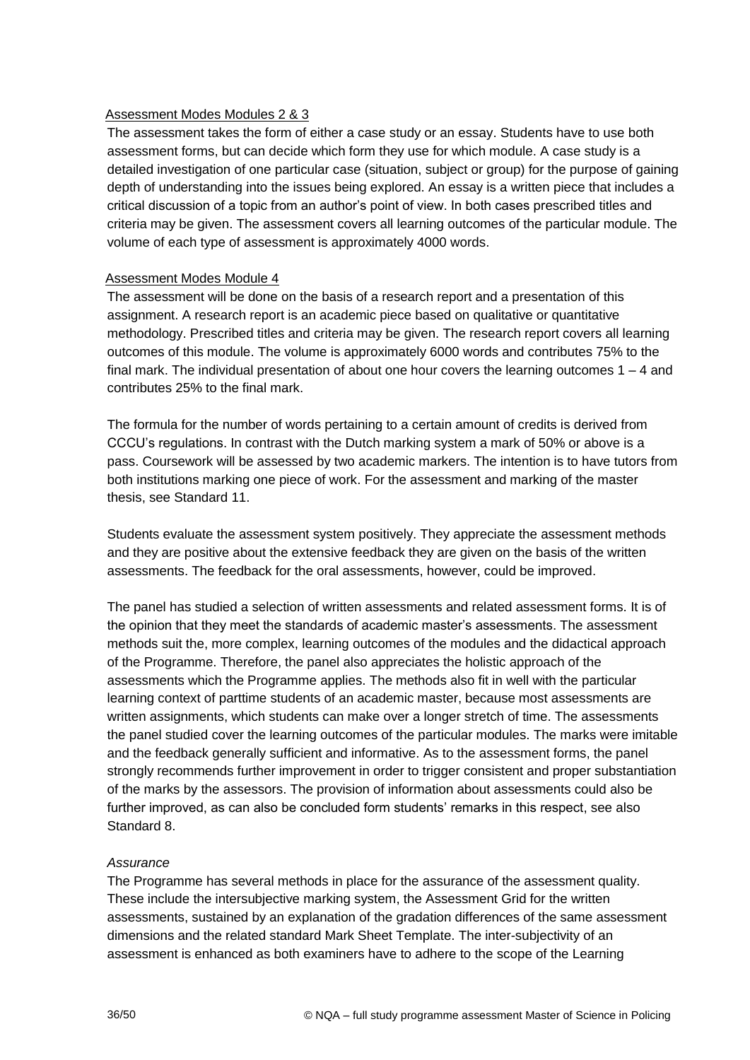Assessment Modes Modules 2 & 3

The assessment takes the form of either a case study or an essay. Students have to use both assessment forms, but can decide which form they use for which module. A case study is a detailed investigation of one particular case (situation, subject or group) for the purpose of gaining depth of understanding into the issues being explored. An essay is a written piece that includes a critical discussion of a topic from an author's point of view. In both cases prescribed titles and criteria may be given. The assessment covers all learning outcomes of the particular module. The volume of each type of assessment is approximately 4000 words.

Assessment Modes Module 4

The assessment will be done on the basis of a research report and a presentation of this assignment. A research report is an academic piece based on qualitative or quantitative methodology. Prescribed titles and criteria may be given. The research report covers all learning outcomes of this module. The volume is approximately 6000 words and contributes 75% to the final mark. The individual presentation of about one hour covers the learning outcomes 1 – 4 and contributes 25% to the final mark.

The formula for the number of words pertaining to a certain amount of credits is derived from CCCU's regulations. In contrast with the Dutch marking system a mark of 50% or above is a pass. Coursework will be assessed by two academic markers. The intention is to have tutors from both institutions marking one piece of work. For the assessment and marking of the master thesis, see Standard 11.

Students evaluate the assessment system positively. They appreciate the assessment methods and they are positive about the extensive feedback they are given on the basis of the written assessments. The feedback for the oral assessments, however, could be improved.

The panel has studied a selection of written assessments and related assessment forms. It is of the opinion that they meet the standards of academic master's assessments. The assessment methods suit the, more complex, learning outcomes of the modules and the didactical approach of the Programme. Therefore, the panel also appreciates the holistic approach of the assessments which the Programme applies. The methods also fit in well with the particular learning context of parttime students of an academic master, because most assessments are written assignments, which students can make over a longer stretch of time. The assessments the panel studied cover the learning outcomes of the particular modules. The marks were imitable and the feedback generally sufficient and informative. As to the assessment forms, the panel strongly recommends further improvement in order to trigger consistent and proper substantiation of the marks by the assessors. The provision of information about assessments could also be further improved, as can also be concluded form students' remarks in this respect, see also Standard 8.

*Assurance*

The Programme has several methods in place for the assurance of the assessment quality. These include the intersubjective marking system, the Assessment Grid for the written assessments, sustained by an explanation of the gradation differences of the same assessment dimensions and the related standard Mark Sheet Template. The inter-subjectivity of an assessment is enhanced as both examiners have to adhere to the scope of the Learning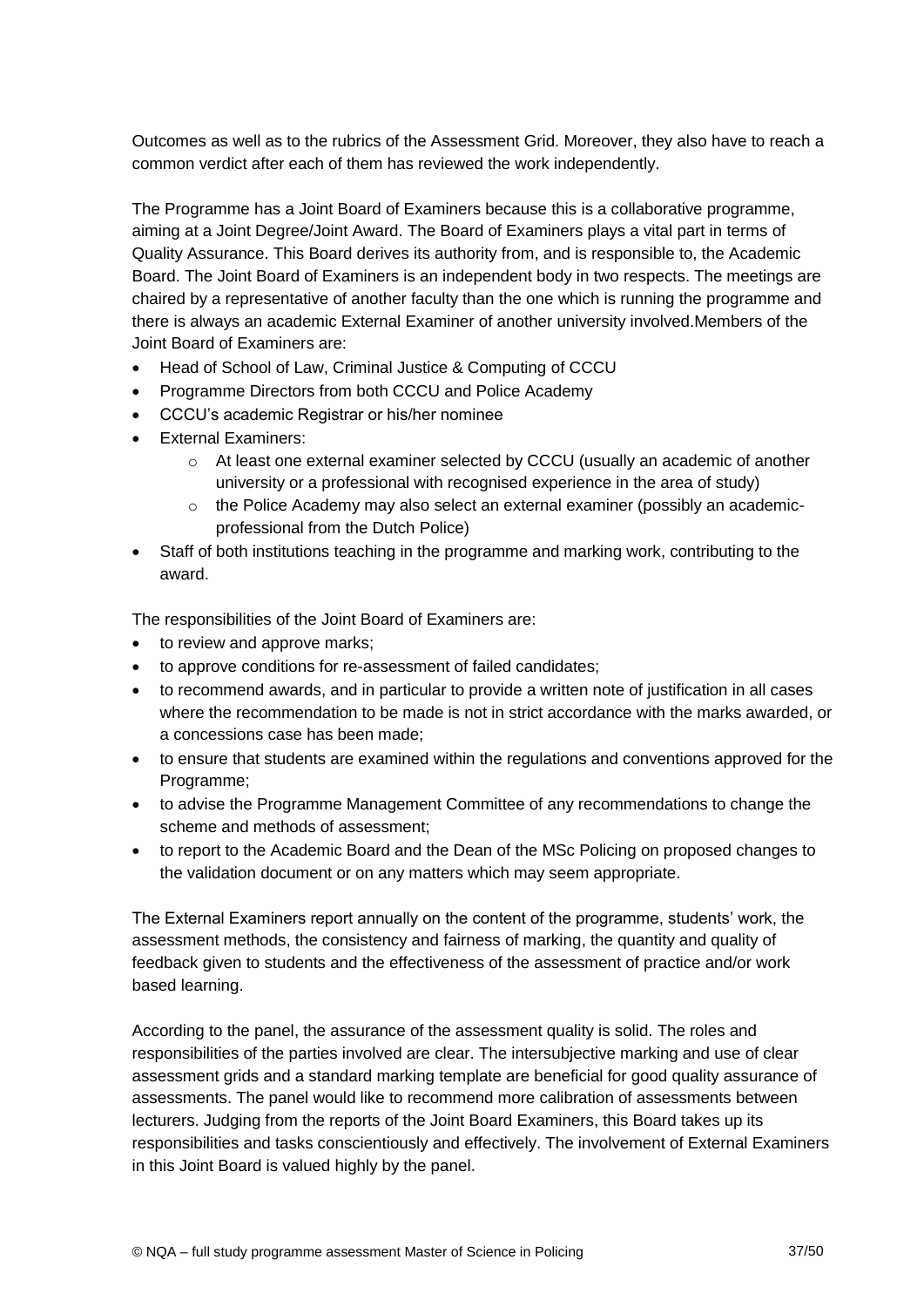Outcomes as well as to the rubrics of the Assessment Grid. Moreover, they also have to reach a common verdict after each of them has reviewed the work independently.

The Programme has a Joint Board of Examiners because this is a collaborative programme, aiming at a Joint Degree/Joint Award. The Board of Examiners plays a vital part in terms of Quality Assurance. This Board derives its authority from, and is responsible to, the Academic Board. The Joint Board of Examiners is an independent body in two respects. The meetings are chaired by a representative of another faculty than the one which is running the programme and there is always an academic External Examiner of another university involved.Members of the Joint Board of Examiners are:

- Head of School of Law, Criminal Justice & Computing of CCCU
- Programme Directors from both CCCU and Police Academy
- CCCU's academic Registrar or his/her nominee
- External Examiners:
  - At least one external examiner selected by CCCU (usually an academic of another university or a professional with recognised experience in the area of study)
  - the Police Academy may also select an external examiner (possibly an academic-professional from the Dutch Police)
- Staff of both institutions teaching in the programme and marking work, contributing to the award.

The responsibilities of the Joint Board of Examiners are:

- to review and approve marks;
- to approve conditions for re-assessment of failed candidates;
- to recommend awards, and in particular to provide a written note of justification in all cases where the recommendation to be made is not in strict accordance with the marks awarded, or a concessions case has been made;
- to ensure that students are examined within the regulations and conventions approved for the Programme;
- to advise the Programme Management Committee of any recommendations to change the scheme and methods of assessment;
- to report to the Academic Board and the Dean of the MSc Policing on proposed changes to the validation document or on any matters which may seem appropriate.

The External Examiners report annually on the content of the programme, students' work, the assessment methods, the consistency and fairness of marking, the quantity and quality of feedback given to students and the effectiveness of the assessment of practice and/or work based learning.

According to the panel, the assurance of the assessment quality is solid. The roles and responsibilities of the parties involved are clear. The intersubjective marking and use of clear assessment grids and a standard marking template are beneficial for good quality assurance of assessments. The panel would like to recommend more calibration of assessments between lecturers. Judging from the reports of the Joint Board Examiners, this Board takes up its responsibilities and tasks conscientiously and effectively. The involvement of External Examiners in this Joint Board is valued highly by the panel.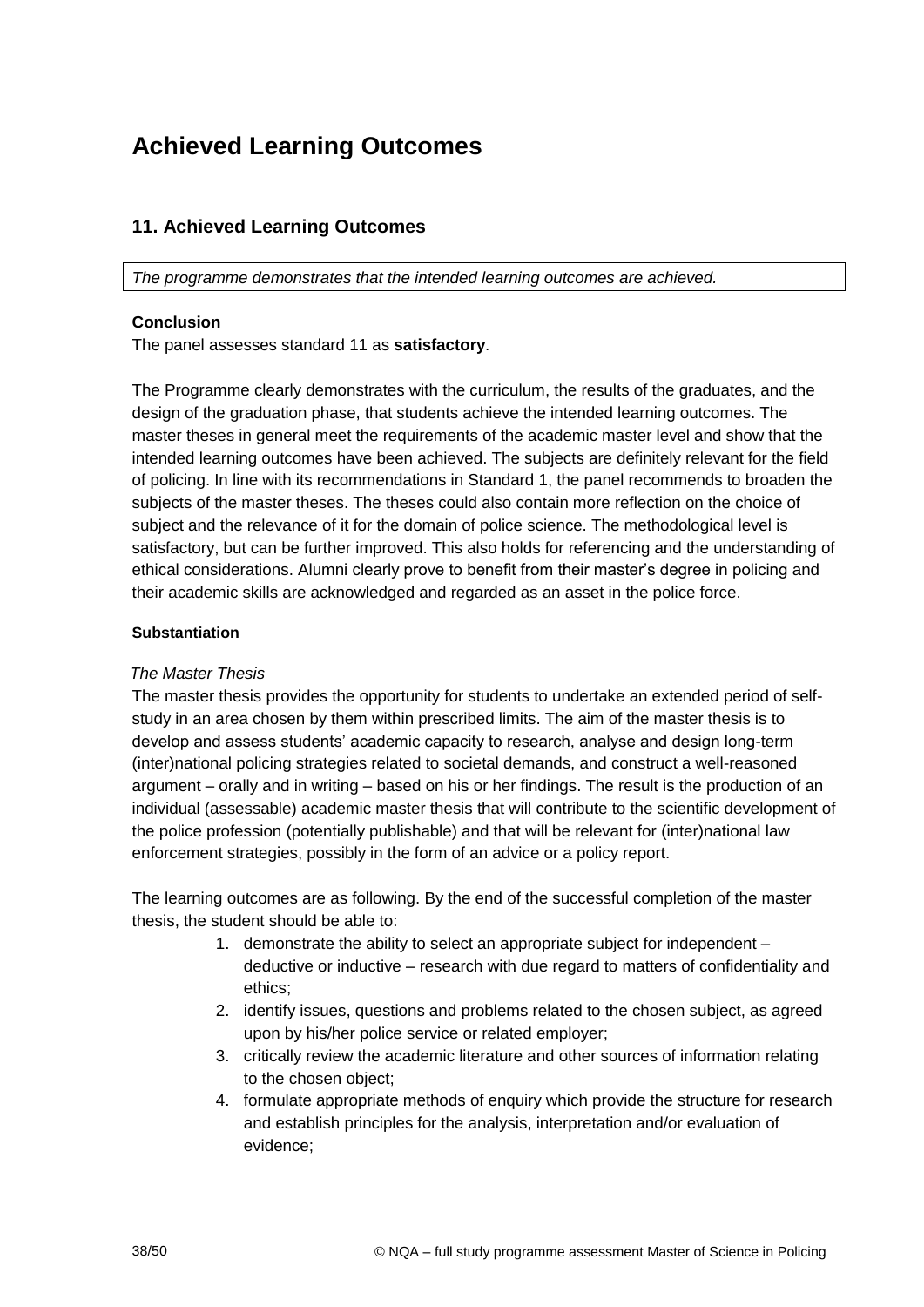# Achieved Learning Outcomes

## 11. Achieved Learning Outcomes

*The programme demonstrates that the intended learning outcomes are achieved.*

**Conclusion**

The panel assesses standard 11 as **satisfactory**.

The Programme clearly demonstrates with the curriculum, the results of the graduates, and the design of the graduation phase, that students achieve the intended learning outcomes. The master theses in general meet the requirements of the academic master level and show that the intended learning outcomes have been achieved. The subjects are definitely relevant for the field of policing. In line with its recommendations in Standard 1, the panel recommends to broaden the subjects of the master theses. The theses could also contain more reflection on the choice of subject and the relevance of it for the domain of police science. The methodological level is satisfactory, but can be further improved. This also holds for referencing and the understanding of ethical considerations. Alumni clearly prove to benefit from their master's degree in policing and their academic skills are acknowledged and regarded as an asset in the police force.

**Substantiation**

*The Master Thesis*

The master thesis provides the opportunity for students to undertake an extended period of self-study in an area chosen by them within prescribed limits. The aim of the master thesis is to develop and assess students' academic capacity to research, analyse and design long-term (inter)national policing strategies related to societal demands, and construct a well-reasoned argument – orally and in writing – based on his or her findings. The result is the production of an individual (assessable) academic master thesis that will contribute to the scientific development of the police profession (potentially publishable) and that will be relevant for (inter)national law enforcement strategies, possibly in the form of an advice or a policy report.

The learning outcomes are as following. By the end of the successful completion of the master thesis, the student should be able to:

1. demonstrate the ability to select an appropriate subject for independent – deductive or inductive – research with due regard to matters of confidentiality and ethics;
2. identify issues, questions and problems related to the chosen subject, as agreed upon by his/her police service or related employer;
3. critically review the academic literature and other sources of information relating to the chosen object;
4. formulate appropriate methods of enquiry which provide the structure for research and establish principles for the analysis, interpretation and/or evaluation of evidence;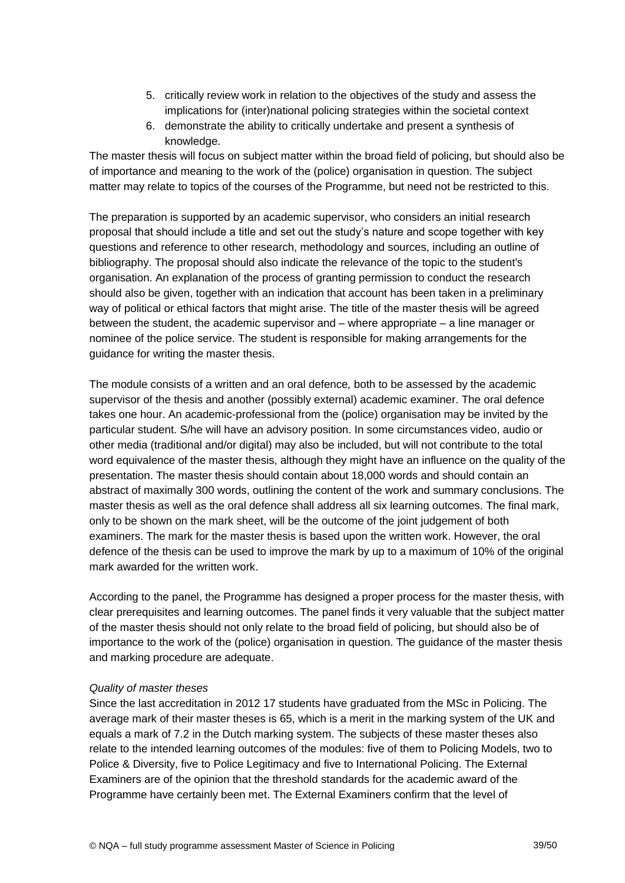5. critically review work in relation to the objectives of the study and assess the implications for (inter)national policing strategies within the societal context
6. demonstrate the ability to critically undertake and present a synthesis of knowledge.

The master thesis will focus on subject matter within the broad field of policing, but should also be of importance and meaning to the work of the (police) organisation in question. The subject matter may relate to topics of the courses of the Programme, but need not be restricted to this.

The preparation is supported by an academic supervisor, who considers an initial research proposal that should include a title and set out the study's nature and scope together with key questions and reference to other research, methodology and sources, including an outline of bibliography. The proposal should also indicate the relevance of the topic to the student's organisation. An explanation of the process of granting permission to conduct the research should also be given, together with an indication that account has been taken in a preliminary way of political or ethical factors that might arise. The title of the master thesis will be agreed between the student, the academic supervisor and – where appropriate – a line manager or nominee of the police service. The student is responsible for making arrangements for the guidance for writing the master thesis.

The module consists of a written and an oral defence*,* both to be assessed by the academic supervisor of the thesis and another (possibly external) academic examiner. The oral defence takes one hour. An academic-professional from the (police) organisation may be invited by the particular student. S/he will have an advisory position. In some circumstances video, audio or other media (traditional and/or digital) may also be included, but will not contribute to the total word equivalence of the master thesis, although they might have an influence on the quality of the presentation. The master thesis should contain about 18,000 words and should contain an abstract of maximally 300 words, outlining the content of the work and summary conclusions. The master thesis as well as the oral defence shall address all six learning outcomes. The final mark, only to be shown on the mark sheet, will be the outcome of the joint judgement of both examiners. The mark for the master thesis is based upon the written work. However, the oral defence of the thesis can be used to improve the mark by up to a maximum of 10% of the original mark awarded for the written work.

According to the panel, the Programme has designed a proper process for the master thesis, with clear prerequisites and learning outcomes. The panel finds it very valuable that the subject matter of the master thesis should not only relate to the broad field of policing, but should also be of importance to the work of the (police) organisation in question. The guidance of the master thesis and marking procedure are adequate.

*Quality of master theses*

Since the last accreditation in 2012 17 students have graduated from the MSc in Policing. The average mark of their master theses is 65, which is a merit in the marking system of the UK and equals a mark of 7.2 in the Dutch marking system. The subjects of these master theses also relate to the intended learning outcomes of the modules: five of them to Policing Models, two to Police & Diversity, five to Police Legitimacy and five to International Policing. The External Examiners are of the opinion that the threshold standards for the academic award of the Programme have certainly been met. The External Examiners confirm that the level of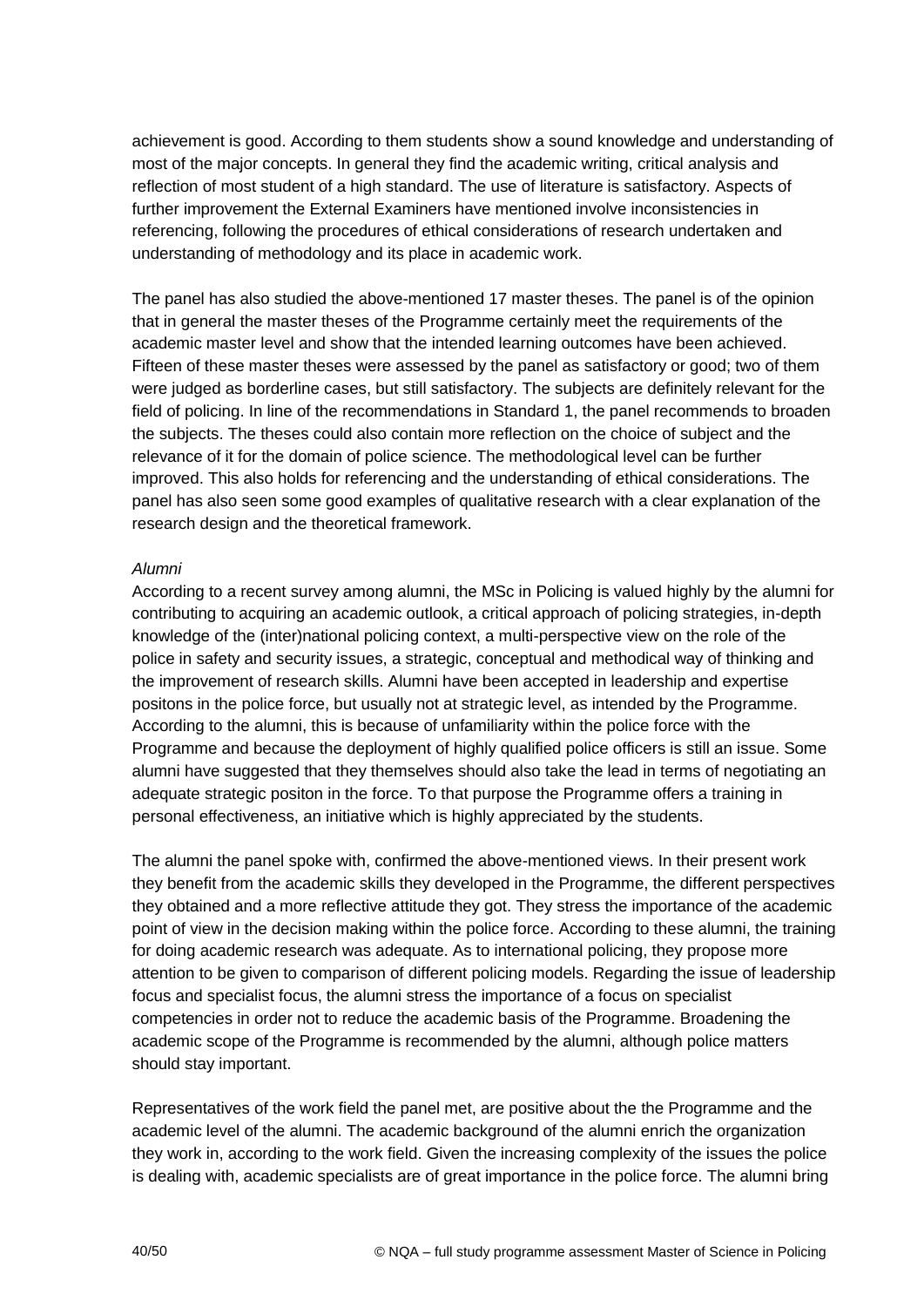achievement is good. According to them students show a sound knowledge and understanding of most of the major concepts. In general they find the academic writing, critical analysis and reflection of most student of a high standard. The use of literature is satisfactory. Aspects of further improvement the External Examiners have mentioned involve inconsistencies in referencing, following the procedures of ethical considerations of research undertaken and understanding of methodology and its place in academic work.

The panel has also studied the above-mentioned 17 master theses. The panel is of the opinion that in general the master theses of the Programme certainly meet the requirements of the academic master level and show that the intended learning outcomes have been achieved. Fifteen of these master theses were assessed by the panel as satisfactory or good; two of them were judged as borderline cases, but still satisfactory. The subjects are definitely relevant for the field of policing. In line of the recommendations in Standard 1, the panel recommends to broaden the subjects. The theses could also contain more reflection on the choice of subject and the relevance of it for the domain of police science. The methodological level can be further improved. This also holds for referencing and the understanding of ethical considerations. The panel has also seen some good examples of qualitative research with a clear explanation of the research design and the theoretical framework.

*Alumni*

According to a recent survey among alumni, the MSc in Policing is valued highly by the alumni for contributing to acquiring an academic outlook, a critical approach of policing strategies, in-depth knowledge of the (inter)national policing context, a multi-perspective view on the role of the police in safety and security issues, a strategic, conceptual and methodical way of thinking and the improvement of research skills. Alumni have been accepted in leadership and expertise positons in the police force, but usually not at strategic level, as intended by the Programme. According to the alumni, this is because of unfamiliarity within the police force with the Programme and because the deployment of highly qualified police officers is still an issue. Some alumni have suggested that they themselves should also take the lead in terms of negotiating an adequate strategic positon in the force. To that purpose the Programme offers a training in personal effectiveness, an initiative which is highly appreciated by the students.

The alumni the panel spoke with, confirmed the above-mentioned views. In their present work they benefit from the academic skills they developed in the Programme, the different perspectives they obtained and a more reflective attitude they got. They stress the importance of the academic point of view in the decision making within the police force. According to these alumni, the training for doing academic research was adequate. As to international policing, they propose more attention to be given to comparison of different policing models. Regarding the issue of leadership focus and specialist focus, the alumni stress the importance of a focus on specialist competencies in order not to reduce the academic basis of the Programme. Broadening the academic scope of the Programme is recommended by the alumni, although police matters should stay important.

Representatives of the work field the panel met, are positive about the the Programme and the academic level of the alumni. The academic background of the alumni enrich the organization they work in, according to the work field. Given the increasing complexity of the issues the police is dealing with, academic specialists are of great importance in the police force. The alumni bring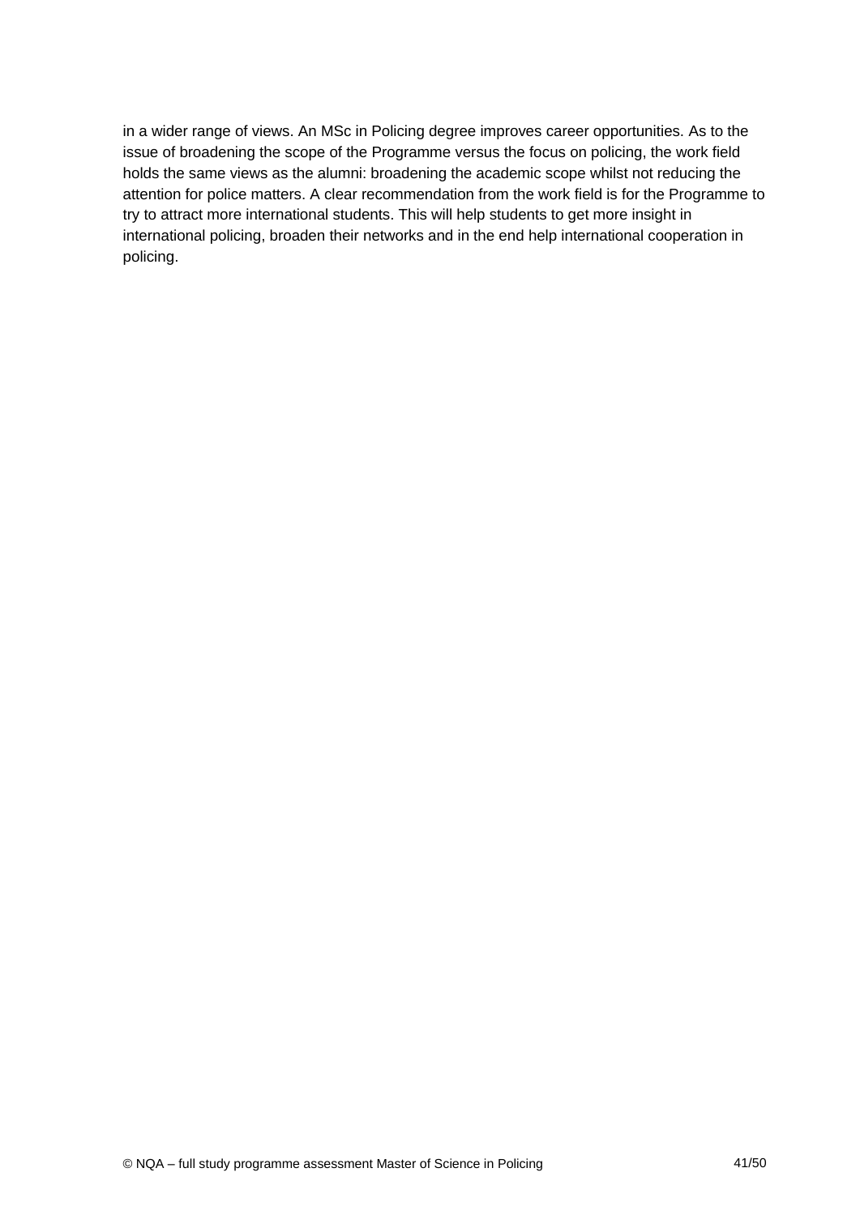in a wider range of views. An MSc in Policing degree improves career opportunities. As to the issue of broadening the scope of the Programme versus the focus on policing, the work field holds the same views as the alumni: broadening the academic scope whilst not reducing the attention for police matters. A clear recommendation from the work field is for the Programme to try to attract more international students. This will help students to get more insight in international policing, broaden their networks and in the end help international cooperation in policing.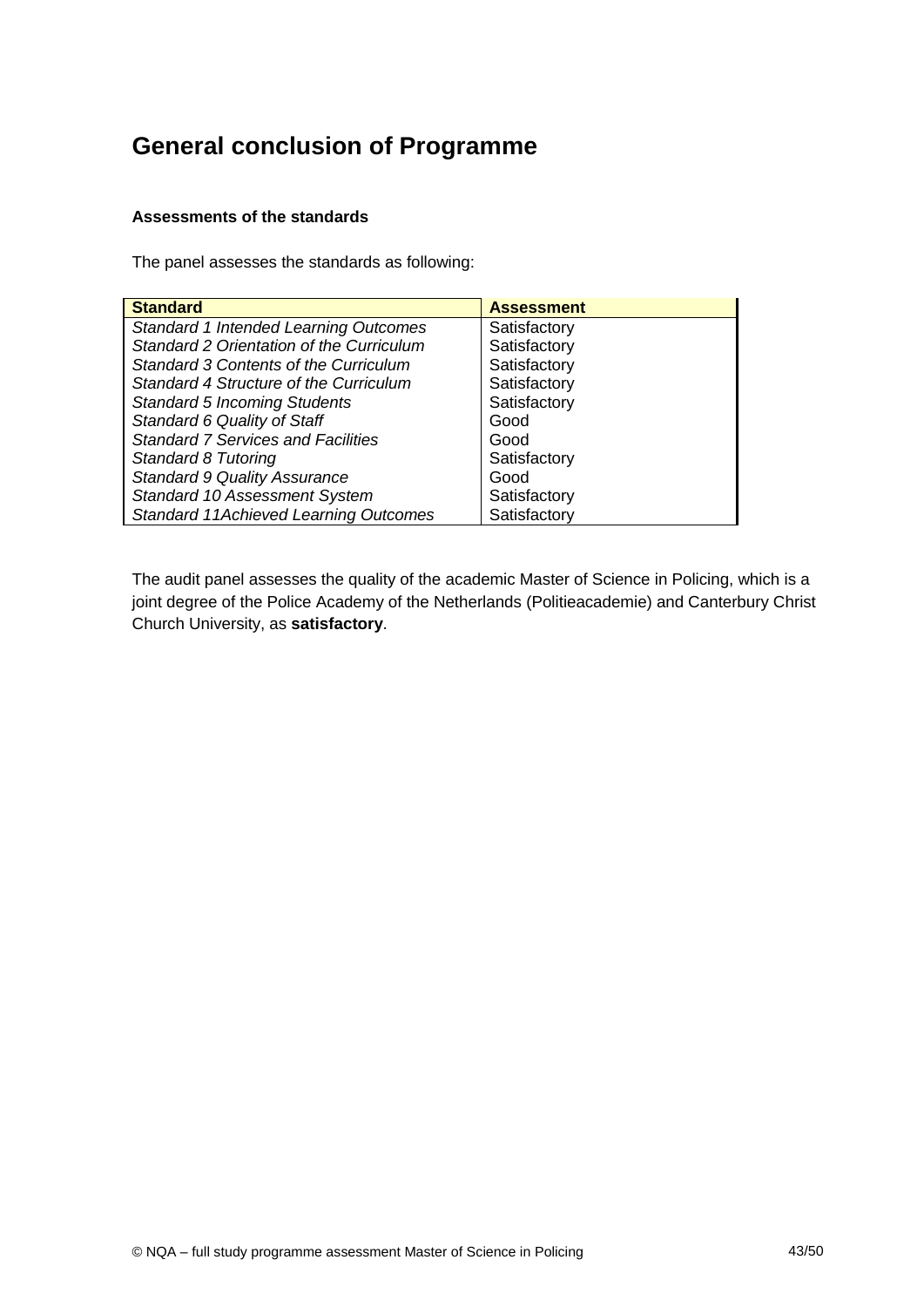# General conclusion of Programme

**Assessments of the standards**

The panel assesses the standards as following:

| Standard | Assessment |
| --- | --- |
| *Standard 1 Intended Learning Outcomes* | Satisfactory |
| *Standard 2 Orientation of the Curriculum* | Satisfactory |
| *Standard 3 Contents of the Curriculum* | Satisfactory |
| *Standard 4 Structure of the Curriculum* | Satisfactory |
| *Standard 5 Incoming Students* | Satisfactory |
| *Standard 6 Quality of Staff* | Good |
| *Standard 7 Services and Facilities* | Good |
| *Standard 8 Tutoring* | Satisfactory |
| *Standard 9 Quality Assurance* | Good |
| *Standard 10 Assessment System* | Satisfactory |
| *Standard 11Achieved Learning Outcomes* | Satisfactory |

The audit panel assesses the quality of the academic Master of Science in Policing, which is a joint degree of the Police Academy of the Netherlands (Politieacademie) and Canterbury Christ Church University, as **satisfactory**.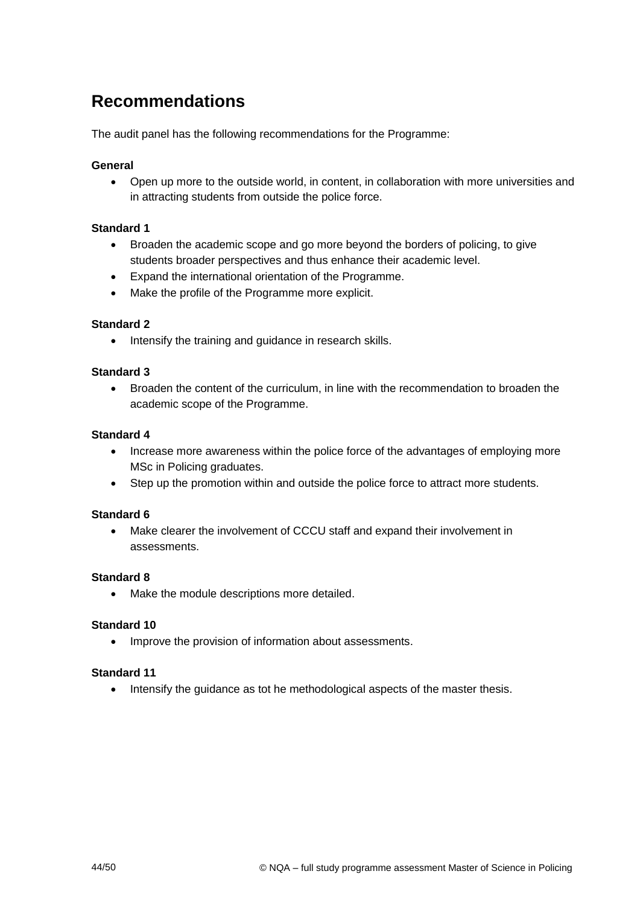## Recommendations

The audit panel has the following recommendations for the Programme:

**General**

- Open up more to the outside world, in content, in collaboration with more universities and in attracting students from outside the police force.

**Standard 1**

- Broaden the academic scope and go more beyond the borders of policing, to give students broader perspectives and thus enhance their academic level.
- Expand the international orientation of the Programme.
- Make the profile of the Programme more explicit.

**Standard 2**

- Intensify the training and guidance in research skills.

**Standard 3**

- Broaden the content of the curriculum, in line with the recommendation to broaden the academic scope of the Programme.

**Standard 4**

- Increase more awareness within the police force of the advantages of employing more MSc in Policing graduates.
- Step up the promotion within and outside the police force to attract more students.

**Standard 6**

- Make clearer the involvement of CCCU staff and expand their involvement in assessments.

**Standard 8**

- Make the module descriptions more detailed.

**Standard 10**

- Improve the provision of information about assessments.

**Standard 11**

- Intensify the guidance as tot he methodological aspects of the master thesis.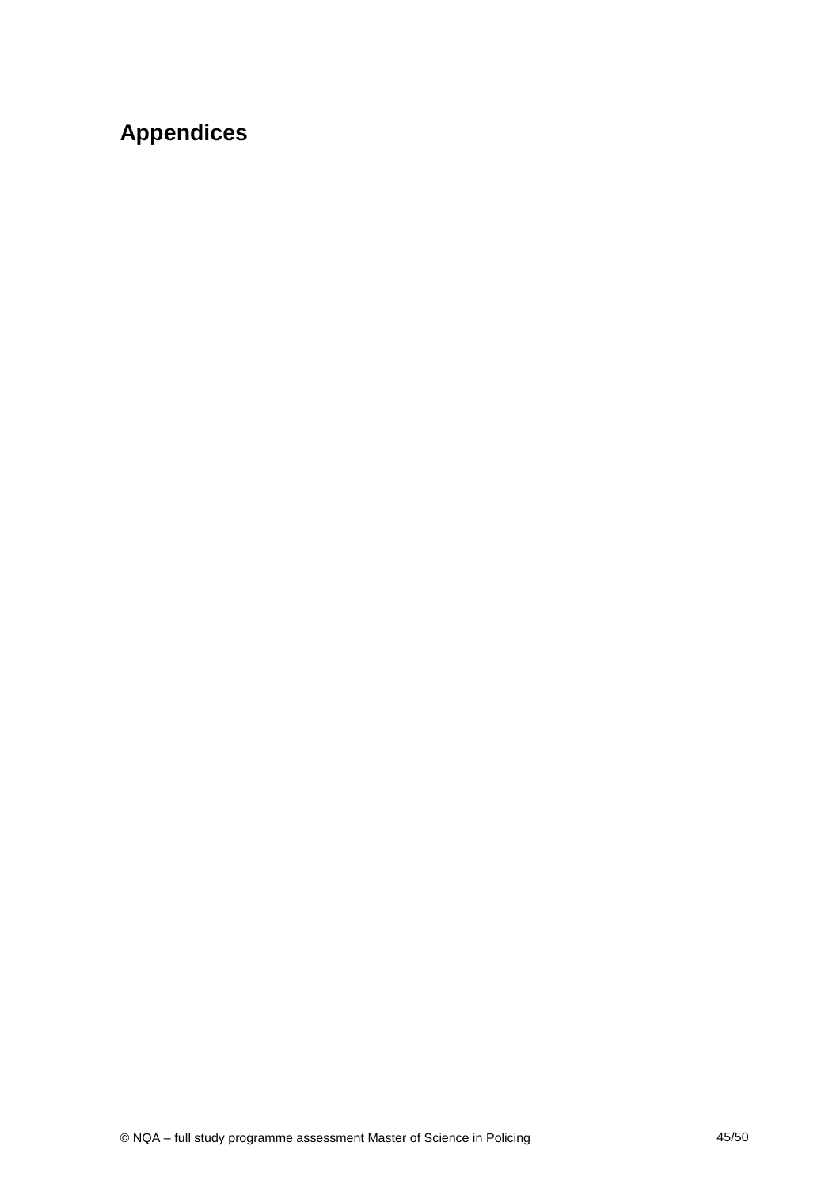# Appendices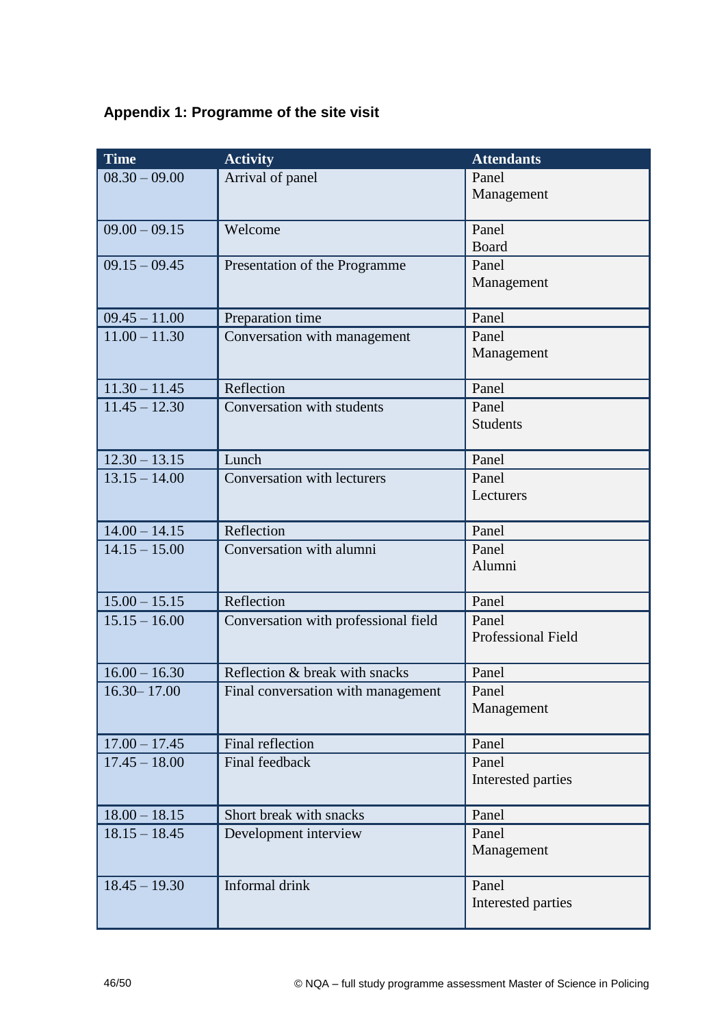### Appendix 1: Programme of the site visit

| Time | Activity | Attendants |
|---|---|---|
| 08.30 – 09.00 | Arrival of panel | Panel<br>Management |
| 09.00 – 09.15 | Welcome | Panel<br>Board |
| 09.15 – 09.45 | Presentation of the Programme | Panel<br>Management |
| 09.45 – 11.00 | Preparation time | Panel |
| 11.00 – 11.30 | Conversation with management | Panel<br>Management |
| 11.30 – 11.45 | Reflection | Panel |
| 11.45 – 12.30 | Conversation with students | Panel<br>Students |
| 12.30 – 13.15 | Lunch | Panel |
| 13.15 – 14.00 | Conversation with lecturers | Panel<br>Lecturers |
| 14.00 – 14.15 | Reflection | Panel |
| 14.15 – 15.00 | Conversation with alumni | Panel<br>Alumni |
| 15.00 – 15.15 | Reflection | Panel |
| 15.15 – 16.00 | Conversation with professional field | Panel<br>Professional Field |
| 16.00 – 16.30 | Reflection & break with snacks | Panel |
| 16.30– 17.00 | Final conversation with management | Panel<br>Management |
| 17.00 – 17.45 | Final reflection | Panel |
| 17.45 – 18.00 | Final feedback | Panel<br>Interested parties |
| 18.00 – 18.15 | Short break with snacks | Panel |
| 18.15 – 18.45 | Development interview | Panel<br>Management |
| 18.45 – 19.30 | Informal drink | Panel<br>Interested parties |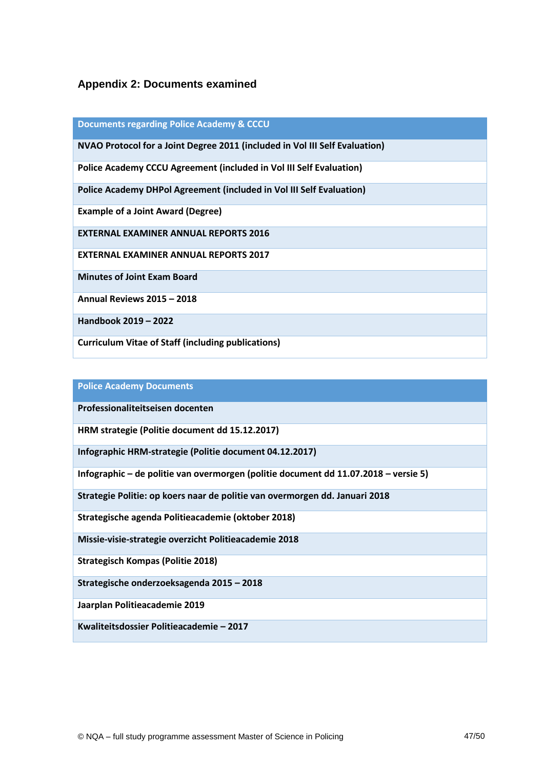## Appendix 2: Documents examined

| Documents regarding Police Academy & CCCU |
|---|
| NVAO Protocol for a Joint Degree 2011 (included in Vol III Self Evaluation) |
| Police Academy CCCU Agreement (included in Vol III Self Evaluation) |
| Police Academy DHPol Agreement (included in Vol III Self Evaluation) |
| Example of a Joint Award (Degree) |
| EXTERNAL EXAMINER ANNUAL REPORTS 2016 |
| EXTERNAL EXAMINER ANNUAL REPORTS 2017 |
| Minutes of Joint Exam Board |
| Annual Reviews 2015 – 2018 |
| Handbook 2019 – 2022 |
| Curriculum Vitae of Staff (including publications) |

| Police Academy Documents |
|---|
| Professionaliteitseisen docenten |
| HRM strategie (Politie document dd 15.12.2017) |
| Infographic HRM-strategie (Politie document 04.12.2017) |
| Infographic – de politie van overmorgen (politie document dd 11.07.2018 – versie 5) |
| Strategie Politie: op koers naar de politie van overmorgen dd. Januari 2018 |
| Strategische agenda Politieacademie (oktober 2018) |
| Missie-visie-strategie overzicht Politieacademie 2018 |
| Strategisch Kompas (Politie 2018) |
| Strategische onderzoeksagenda 2015 – 2018 |
| Jaarplan Politieacademie 2019 |
| Kwaliteitsdossier Politieacademie – 2017 |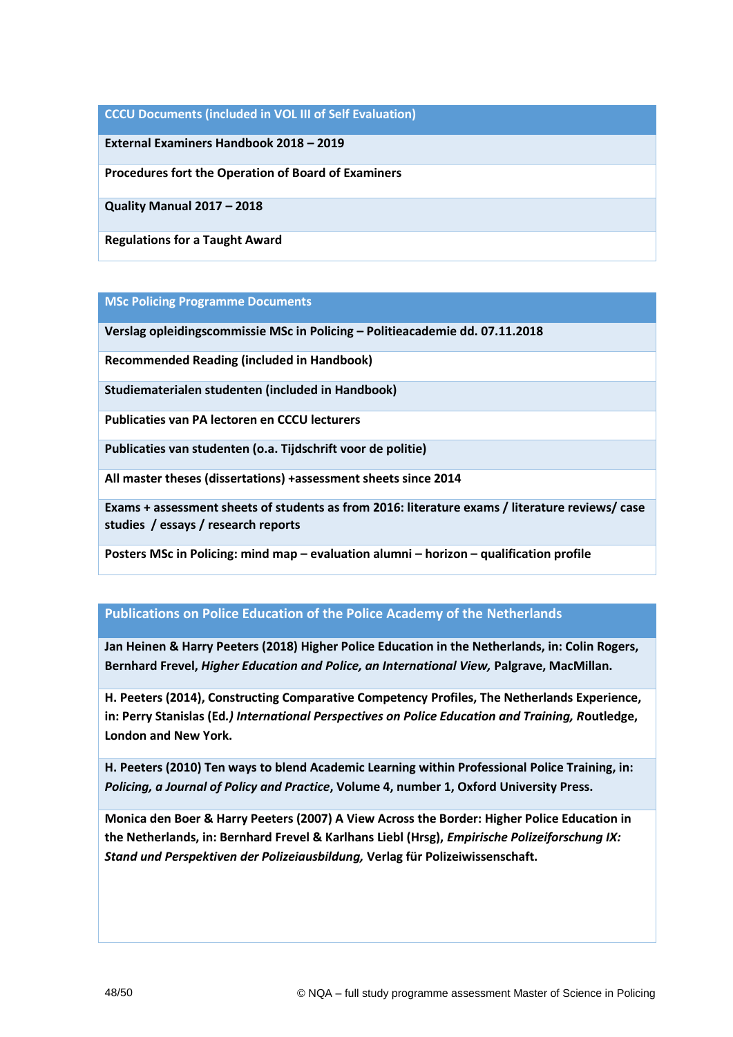| CCCU Documents (included in VOL III of Self Evaluation) |
|---|
| External Examiners Handbook 2018 – 2019 |
| Procedures fort the Operation of Board of Examiners |
| Quality Manual 2017 – 2018 |
| Regulations for a Taught Award |

| MSc Policing Programme Documents |
|---|
| Verslag opleidingscommissie MSc in Policing – Politieacademie dd. 07.11.2018 |
| Recommended Reading (included in Handbook) |
| Studiematerialen studenten (included in Handbook) |
| Publicaties van PA lectoren en CCCU lecturers |
| Publicaties van studenten (o.a. Tijdschrift voor de politie) |
| All master theses (dissertations) +assessment sheets since 2014 |
| Exams + assessment sheets of students as from 2016: literature exams / literature reviews/ case studies / essays / research reports |
| Posters MSc in Policing: mind map – evaluation alumni – horizon – qualification profile |

| Publications on Police Education of the Police Academy of the Netherlands |
|---|
| Jan Heinen & Harry Peeters (2018) Higher Police Education in the Netherlands, in: Colin Rogers, Bernhard Frevel, *Higher Education and Police, an International View,* Palgrave, MacMillan. |
| H. Peeters (2014), Constructing Comparative Competency Profiles, The Netherlands Experience, in: Perry Stanislas (Ed.*) International Perspectives on Police Education and Training,* Routledge, London and New York. |
| H. Peeters (2010) Ten ways to blend Academic Learning within Professional Police Training, in: *Policing, a Journal of Policy and Practice*, Volume 4, number 1, Oxford University Press. |
| Monica den Boer & Harry Peeters (2007) A View Across the Border: Higher Police Education in the Netherlands, in: Bernhard Frevel & Karlhans Liebl (Hrsg), *Empirische Polizeiforschung IX: Stand und Perspektiven der Polizeiausbildung,* Verlag für Polizeiwissenschaft. |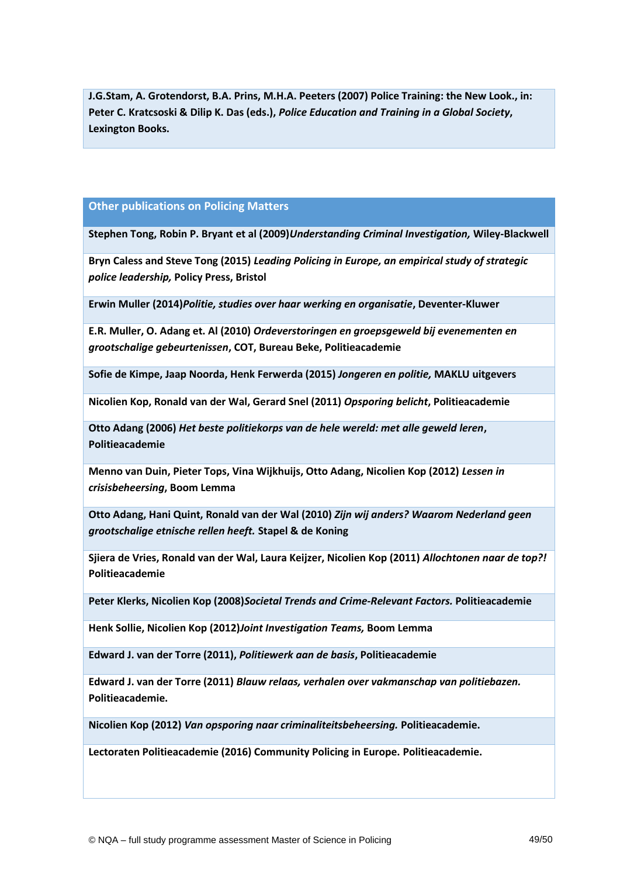**J.G.Stam, A. Grotendorst, B.A. Prins, M.H.A. Peeters (2007) Police Training: the New Look., in: Peter C. Kratcsoski & Dilip K. Das (eds.), *Police Education and Training in a Global Society*, Lexington Books.**

| Other publications on Policing Matters |
| --- |
| **Stephen Tong, Robin P. Bryant et al (2009)*Understanding Criminal Investigation,* Wiley-Blackwell** |
| **Bryn Caless and Steve Tong (2015) *Leading Policing in Europe, an empirical study of strategic police leadership,* Policy Press, Bristol** |
| **Erwin Muller (2014)*Politie, studies over haar werking en organisatie*, Deventer-Kluwer** |
| **E.R. Muller, O. Adang et. Al (2010) *Ordeverstoringen en groepsgeweld bij evenementen en grootschalige gebeurtenissen*, COT, Bureau Beke, Politieacademie** |
| **Sofie de Kimpe, Jaap Noorda, Henk Ferwerda (2015) *Jongeren en politie,* MAKLU uitgevers** |
| **Nicolien Kop, Ronald van der Wal, Gerard Snel (2011) *Opsporing belicht*, Politieacademie** |
| **Otto Adang (2006) *Het beste politiekorps van de hele wereld: met alle geweld leren*, Politieacademie** |
| **Menno van Duin, Pieter Tops, Vina Wijkhuijs, Otto Adang, Nicolien Kop (2012) *Lessen in crisisbeheersing*, Boom Lemma** |
| **Otto Adang, Hani Quint, Ronald van der Wal (2010) *Zijn wij anders? Waarom Nederland geen grootschalige etnische rellen heeft.* Stapel & de Koning** |
| **Sjiera de Vries, Ronald van der Wal, Laura Keijzer, Nicolien Kop (2011) *Allochtonen naar de top?!* Politieacademie** |
| **Peter Klerks, Nicolien Kop (2008)*Societal Trends and Crime-Relevant Factors.* Politieacademie** |
| **Henk Sollie, Nicolien Kop (2012)*Joint Investigation Teams,* Boom Lemma** |
| **Edward J. van der Torre (2011), *Politiewerk aan de basis*, Politieacademie** |
| **Edward J. van der Torre (2011) *Blauw relaas, verhalen over vakmanschap van politiebazen.* Politieacademie.** |
| **Nicolien Kop (2012) *Van opsporing naar criminaliteitsbeheersing.* Politieacademie.** |
| **Lectoraten Politieacademie (2016) Community Policing in Europe. Politieacademie.** |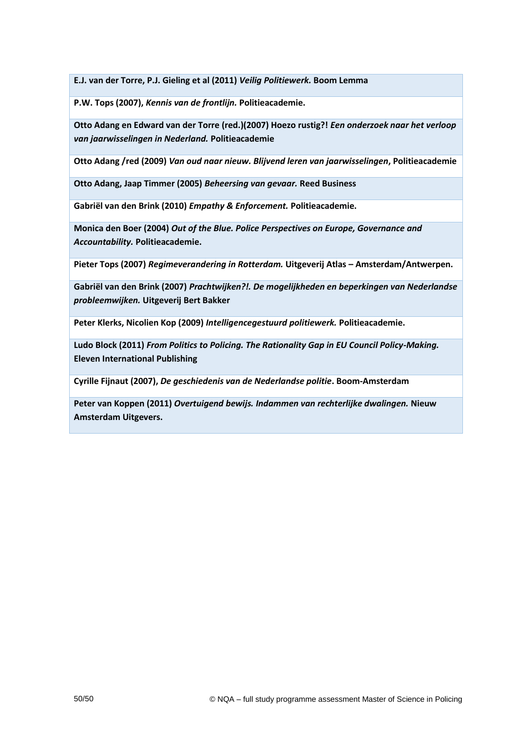| |
|---|
| **E.J. van der Torre, P.J. Gieling et al (2011)** ***Veilig Politiewerk.*** **Boom Lemma** |
| **P.W. Tops (2007),** ***Kennis van de frontlijn.*** **Politieacademie.** |
| **Otto Adang en Edward van der Torre (red.)(2007) Hoezo rustig?!** ***Een onderzoek naar het verloop van jaarwisselingen in Nederland.*** **Politieacademie** |
| **Otto Adang /red (2009)** ***Van oud naar nieuw. Blijvend leren van jaarwisselingen*****, Politieacademie** |
| **Otto Adang, Jaap Timmer (2005)** ***Beheersing van gevaar.*** **Reed Business** |
| **Gabriël van den Brink (2010)** ***Empathy & Enforcement.*** **Politieacademie.** |
| **Monica den Boer (2004)** ***Out of the Blue. Police Perspectives on Europe, Governance and Accountability.*** **Politieacademie.** |
| **Pieter Tops (2007)** ***Regimeverandering in Rotterdam.*** **Uitgeverij Atlas – Amsterdam/Antwerpen.** |
| **Gabriël van den Brink (2007)** ***Prachtwijken?!. De mogelijkheden en beperkingen van Nederlandse probleemwijken.*** **Uitgeverij Bert Bakker** |
| **Peter Klerks, Nicolien Kop (2009)** ***Intelligencegestuurd politiewerk.*** **Politieacademie.** |
| **Ludo Block (2011)** ***From Politics to Policing. The Rationality Gap in EU Council Policy-Making.*** **Eleven International Publishing** |
| **Cyrille Fijnaut (2007),** ***De geschiedenis van de Nederlandse politie*****. Boom-Amsterdam** |
| **Peter van Koppen (2011)** ***Overtuigend bewijs. Indammen van rechterlijke dwalingen.*** **Nieuw Amsterdam Uitgevers.** |